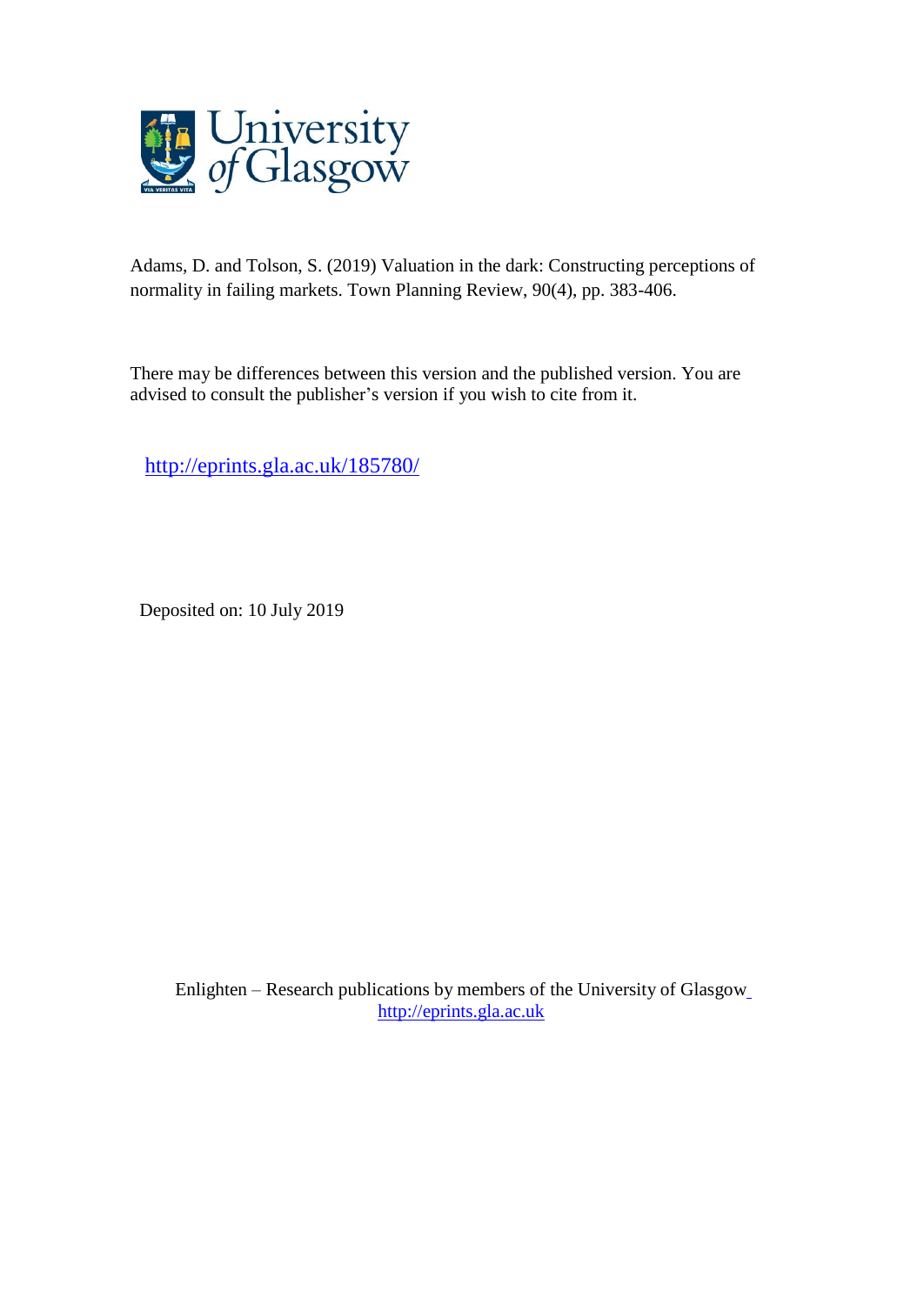Adams, D. and Tolson, S. (2019) Valuation in the dark: Constructing perceptions of normality in failing markets. Town Planning Review, 90(4), pp. 383-406.

There may be differences between this version and the published version. You are advised to consult the publisher's version if you wish to cite from it.

http://eprints.gla.ac.uk/185780/

Deposited on: 10 July 2019

Enlighten – Research publications by members of the University of Glasgow
http://eprints.gla.ac.uk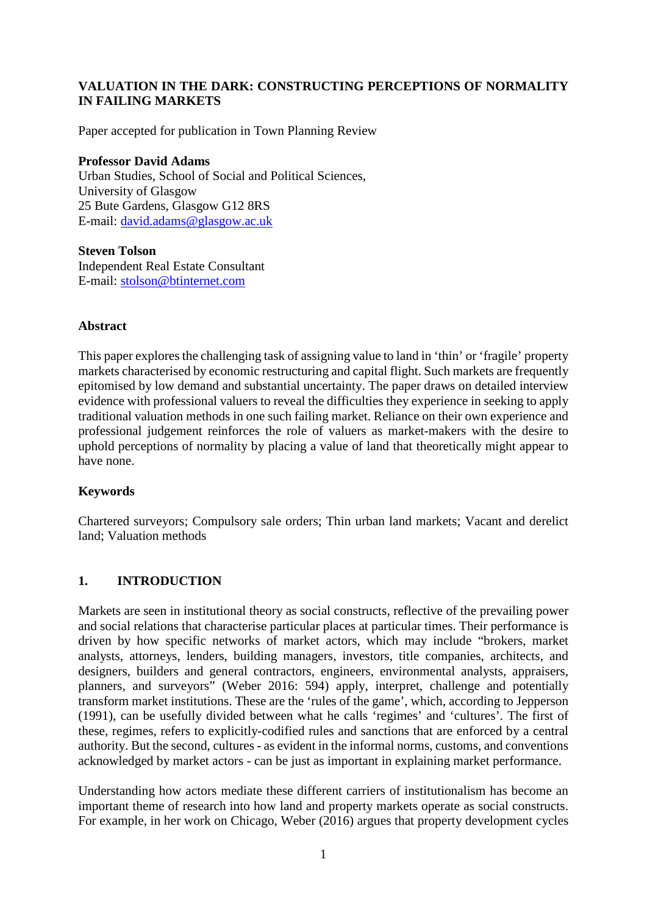**VALUATION IN THE DARK: CONSTRUCTING PERCEPTIONS OF NORMALITY IN FAILING MARKETS**

Paper accepted for publication in Town Planning Review

**Professor David Adams**
Urban Studies, School of Social and Political Sciences,
University of Glasgow
25 Bute Gardens, Glasgow G12 8RS
E-mail: david.adams@glasgow.ac.uk

**Steven Tolson**
Independent Real Estate Consultant
E-mail: stolson@btinternet.com

## Abstract

This paper explores the challenging task of assigning value to land in 'thin' or 'fragile' property markets characterised by economic restructuring and capital flight. Such markets are frequently epitomised by low demand and substantial uncertainty. The paper draws on detailed interview evidence with professional valuers to reveal the difficulties they experience in seeking to apply traditional valuation methods in one such failing market. Reliance on their own experience and professional judgement reinforces the role of valuers as market-makers with the desire to uphold perceptions of normality by placing a value of land that theoretically might appear to have none.

## Keywords

Chartered surveyors; Compulsory sale orders; Thin urban land markets; Vacant and derelict land; Valuation methods

## 1. INTRODUCTION

Markets are seen in institutional theory as social constructs, reflective of the prevailing power and social relations that characterise particular places at particular times. Their performance is driven by how specific networks of market actors, which may include "brokers, market analysts, attorneys, lenders, building managers, investors, title companies, architects, and designers, builders and general contractors, engineers, environmental analysts, appraisers, planners, and surveyors" (Weber 2016: 594) apply, interpret, challenge and potentially transform market institutions. These are the 'rules of the game', which, according to Jepperson (1991), can be usefully divided between what he calls 'regimes' and 'cultures'. The first of these, regimes, refers to explicitly-codified rules and sanctions that are enforced by a central authority. But the second, cultures - as evident in the informal norms, customs, and conventions acknowledged by market actors - can be just as important in explaining market performance.

Understanding how actors mediate these different carriers of institutionalism has become an important theme of research into how land and property markets operate as social constructs. For example, in her work on Chicago, Weber (2016) argues that property development cycles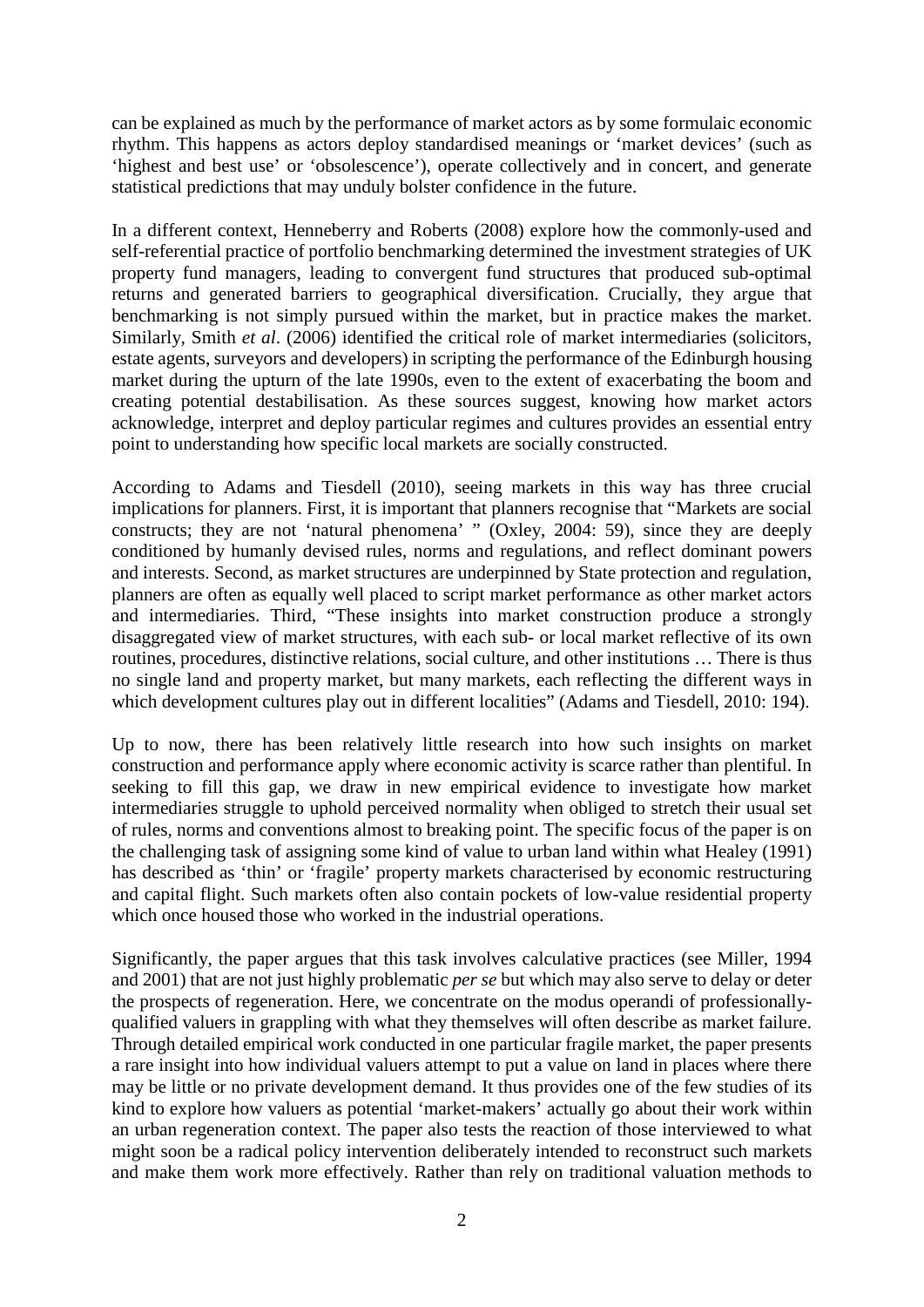can be explained as much by the performance of market actors as by some formulaic economic rhythm. This happens as actors deploy standardised meanings or 'market devices' (such as 'highest and best use' or 'obsolescence'), operate collectively and in concert, and generate statistical predictions that may unduly bolster confidence in the future.

In a different context, Henneberry and Roberts (2008) explore how the commonly-used and self-referential practice of portfolio benchmarking determined the investment strategies of UK property fund managers, leading to convergent fund structures that produced sub-optimal returns and generated barriers to geographical diversification. Crucially, they argue that benchmarking is not simply pursued within the market, but in practice makes the market. Similarly, Smith *et al*. (2006) identified the critical role of market intermediaries (solicitors, estate agents, surveyors and developers) in scripting the performance of the Edinburgh housing market during the upturn of the late 1990s, even to the extent of exacerbating the boom and creating potential destabilisation. As these sources suggest, knowing how market actors acknowledge, interpret and deploy particular regimes and cultures provides an essential entry point to understanding how specific local markets are socially constructed.

According to Adams and Tiesdell (2010), seeing markets in this way has three crucial implications for planners. First, it is important that planners recognise that "Markets are social constructs; they are not 'natural phenomena' " (Oxley, 2004: 59), since they are deeply conditioned by humanly devised rules, norms and regulations, and reflect dominant powers and interests. Second, as market structures are underpinned by State protection and regulation, planners are often as equally well placed to script market performance as other market actors and intermediaries. Third, "These insights into market construction produce a strongly disaggregated view of market structures, with each sub- or local market reflective of its own routines, procedures, distinctive relations, social culture, and other institutions … There is thus no single land and property market, but many markets, each reflecting the different ways in which development cultures play out in different localities" (Adams and Tiesdell, 2010: 194).

Up to now, there has been relatively little research into how such insights on market construction and performance apply where economic activity is scarce rather than plentiful. In seeking to fill this gap, we draw in new empirical evidence to investigate how market intermediaries struggle to uphold perceived normality when obliged to stretch their usual set of rules, norms and conventions almost to breaking point. The specific focus of the paper is on the challenging task of assigning some kind of value to urban land within what Healey (1991) has described as 'thin' or 'fragile' property markets characterised by economic restructuring and capital flight. Such markets often also contain pockets of low-value residential property which once housed those who worked in the industrial operations.

Significantly, the paper argues that this task involves calculative practices (see Miller, 1994 and 2001) that are not just highly problematic *per se* but which may also serve to delay or deter the prospects of regeneration. Here, we concentrate on the modus operandi of professionally-qualified valuers in grappling with what they themselves will often describe as market failure. Through detailed empirical work conducted in one particular fragile market, the paper presents a rare insight into how individual valuers attempt to put a value on land in places where there may be little or no private development demand. It thus provides one of the few studies of its kind to explore how valuers as potential 'market-makers' actually go about their work within an urban regeneration context. The paper also tests the reaction of those interviewed to what might soon be a radical policy intervention deliberately intended to reconstruct such markets and make them work more effectively. Rather than rely on traditional valuation methods to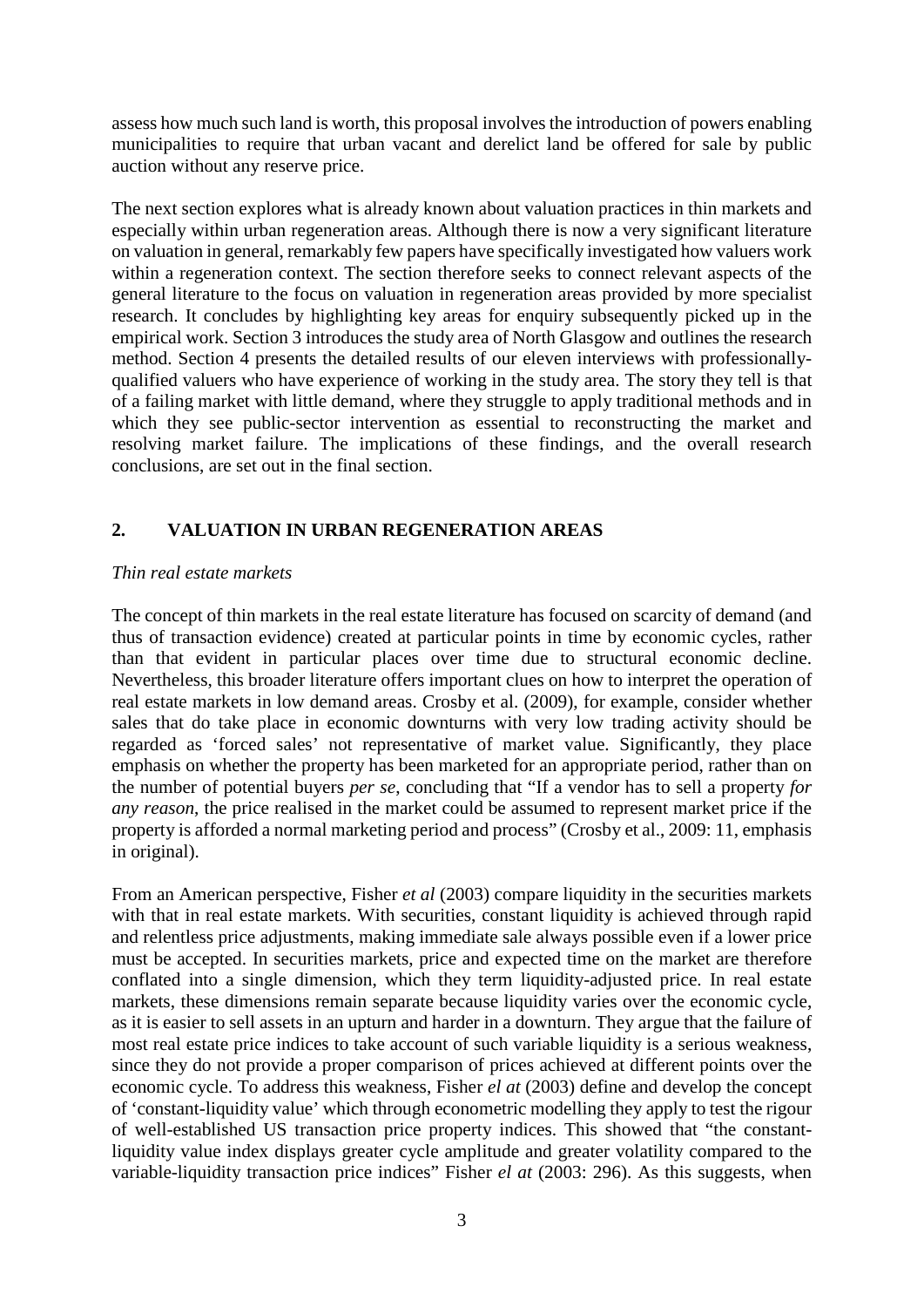assess how much such land is worth, this proposal involves the introduction of powers enabling municipalities to require that urban vacant and derelict land be offered for sale by public auction without any reserve price.

The next section explores what is already known about valuation practices in thin markets and especially within urban regeneration areas. Although there is now a very significant literature on valuation in general, remarkably few papers have specifically investigated how valuers work within a regeneration context. The section therefore seeks to connect relevant aspects of the general literature to the focus on valuation in regeneration areas provided by more specialist research. It concludes by highlighting key areas for enquiry subsequently picked up in the empirical work. Section 3 introduces the study area of North Glasgow and outlines the research method. Section 4 presents the detailed results of our eleven interviews with professionally-qualified valuers who have experience of working in the study area. The story they tell is that of a failing market with little demand, where they struggle to apply traditional methods and in which they see public-sector intervention as essential to reconstructing the market and resolving market failure. The implications of these findings, and the overall research conclusions, are set out in the final section.

## 2. VALUATION IN URBAN REGENERATION AREAS

*Thin real estate markets*

The concept of thin markets in the real estate literature has focused on scarcity of demand (and thus of transaction evidence) created at particular points in time by economic cycles, rather than that evident in particular places over time due to structural economic decline. Nevertheless, this broader literature offers important clues on how to interpret the operation of real estate markets in low demand areas. Crosby et al. (2009), for example, consider whether sales that do take place in economic downturns with very low trading activity should be regarded as 'forced sales' not representative of market value. Significantly, they place emphasis on whether the property has been marketed for an appropriate period, rather than on the number of potential buyers *per se*, concluding that "If a vendor has to sell a property *for any reason*, the price realised in the market could be assumed to represent market price if the property is afforded a normal marketing period and process" (Crosby et al., 2009: 11, emphasis in original).

From an American perspective, Fisher *et al* (2003) compare liquidity in the securities markets with that in real estate markets. With securities, constant liquidity is achieved through rapid and relentless price adjustments, making immediate sale always possible even if a lower price must be accepted. In securities markets, price and expected time on the market are therefore conflated into a single dimension, which they term liquidity-adjusted price. In real estate markets, these dimensions remain separate because liquidity varies over the economic cycle, as it is easier to sell assets in an upturn and harder in a downturn. They argue that the failure of most real estate price indices to take account of such variable liquidity is a serious weakness, since they do not provide a proper comparison of prices achieved at different points over the economic cycle. To address this weakness, Fisher *el at* (2003) define and develop the concept of 'constant-liquidity value' which through econometric modelling they apply to test the rigour of well-established US transaction price property indices. This showed that "the constant-liquidity value index displays greater cycle amplitude and greater volatility compared to the variable-liquidity transaction price indices" Fisher *el at* (2003: 296). As this suggests, when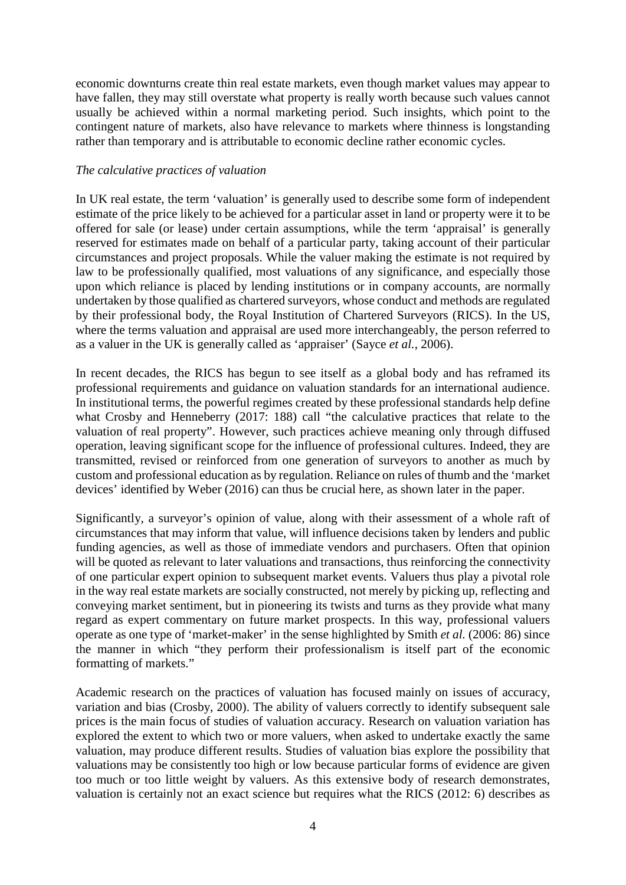economic downturns create thin real estate markets, even though market values may appear to have fallen, they may still overstate what property is really worth because such values cannot usually be achieved within a normal marketing period. Such insights, which point to the contingent nature of markets, also have relevance to markets where thinness is longstanding rather than temporary and is attributable to economic decline rather economic cycles.

*The calculative practices of valuation*

In UK real estate, the term 'valuation' is generally used to describe some form of independent estimate of the price likely to be achieved for a particular asset in land or property were it to be offered for sale (or lease) under certain assumptions, while the term 'appraisal' is generally reserved for estimates made on behalf of a particular party, taking account of their particular circumstances and project proposals. While the valuer making the estimate is not required by law to be professionally qualified, most valuations of any significance, and especially those upon which reliance is placed by lending institutions or in company accounts, are normally undertaken by those qualified as chartered surveyors, whose conduct and methods are regulated by their professional body, the Royal Institution of Chartered Surveyors (RICS). In the US, where the terms valuation and appraisal are used more interchangeably, the person referred to as a valuer in the UK is generally called as 'appraiser' (Sayce *et al.*, 2006).

In recent decades, the RICS has begun to see itself as a global body and has reframed its professional requirements and guidance on valuation standards for an international audience. In institutional terms, the powerful regimes created by these professional standards help define what Crosby and Henneberry (2017: 188) call "the calculative practices that relate to the valuation of real property". However, such practices achieve meaning only through diffused operation, leaving significant scope for the influence of professional cultures. Indeed, they are transmitted, revised or reinforced from one generation of surveyors to another as much by custom and professional education as by regulation. Reliance on rules of thumb and the 'market devices' identified by Weber (2016) can thus be crucial here, as shown later in the paper.

Significantly, a surveyor's opinion of value, along with their assessment of a whole raft of circumstances that may inform that value, will influence decisions taken by lenders and public funding agencies, as well as those of immediate vendors and purchasers. Often that opinion will be quoted as relevant to later valuations and transactions, thus reinforcing the connectivity of one particular expert opinion to subsequent market events. Valuers thus play a pivotal role in the way real estate markets are socially constructed, not merely by picking up, reflecting and conveying market sentiment, but in pioneering its twists and turns as they provide what many regard as expert commentary on future market prospects. In this way, professional valuers operate as one type of 'market-maker' in the sense highlighted by Smith *et al.* (2006: 86) since the manner in which "they perform their professionalism is itself part of the economic formatting of markets."

Academic research on the practices of valuation has focused mainly on issues of accuracy, variation and bias (Crosby, 2000). The ability of valuers correctly to identify subsequent sale prices is the main focus of studies of valuation accuracy. Research on valuation variation has explored the extent to which two or more valuers, when asked to undertake exactly the same valuation, may produce different results. Studies of valuation bias explore the possibility that valuations may be consistently too high or low because particular forms of evidence are given too much or too little weight by valuers. As this extensive body of research demonstrates, valuation is certainly not an exact science but requires what the RICS (2012: 6) describes as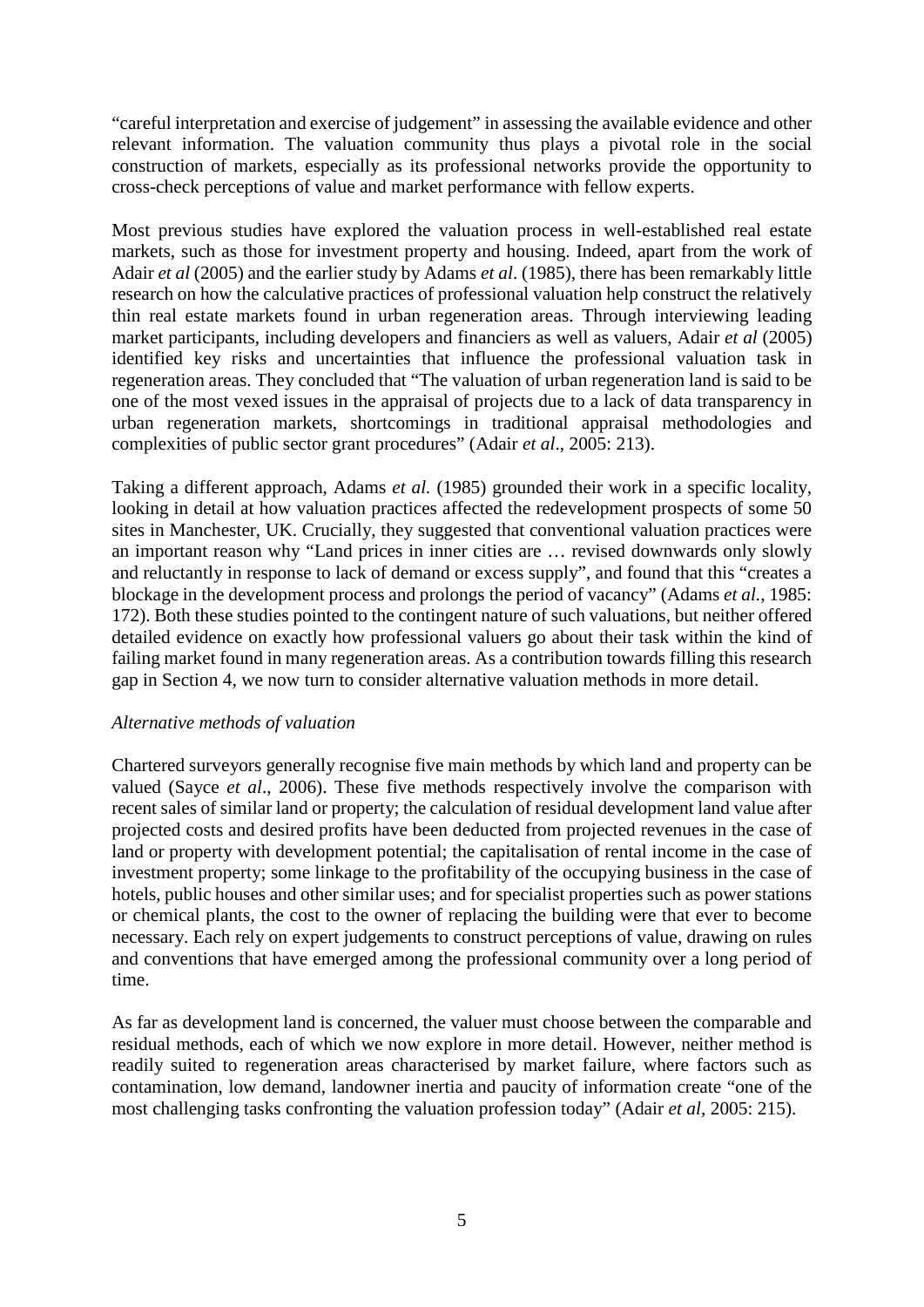"careful interpretation and exercise of judgement" in assessing the available evidence and other relevant information. The valuation community thus plays a pivotal role in the social construction of markets, especially as its professional networks provide the opportunity to cross-check perceptions of value and market performance with fellow experts.

Most previous studies have explored the valuation process in well-established real estate markets, such as those for investment property and housing. Indeed, apart from the work of Adair *et al* (2005) and the earlier study by Adams *et al*. (1985), there has been remarkably little research on how the calculative practices of professional valuation help construct the relatively thin real estate markets found in urban regeneration areas. Through interviewing leading market participants, including developers and financiers as well as valuers, Adair *et al* (2005) identified key risks and uncertainties that influence the professional valuation task in regeneration areas. They concluded that "The valuation of urban regeneration land is said to be one of the most vexed issues in the appraisal of projects due to a lack of data transparency in urban regeneration markets, shortcomings in traditional appraisal methodologies and complexities of public sector grant procedures" (Adair *et al*., 2005: 213).

Taking a different approach, Adams *et al.* (1985) grounded their work in a specific locality, looking in detail at how valuation practices affected the redevelopment prospects of some 50 sites in Manchester, UK. Crucially, they suggested that conventional valuation practices were an important reason why "Land prices in inner cities are … revised downwards only slowly and reluctantly in response to lack of demand or excess supply", and found that this "creates a blockage in the development process and prolongs the period of vacancy" (Adams *et al.*, 1985: 172). Both these studies pointed to the contingent nature of such valuations, but neither offered detailed evidence on exactly how professional valuers go about their task within the kind of failing market found in many regeneration areas. As a contribution towards filling this research gap in Section 4, we now turn to consider alternative valuation methods in more detail.

*Alternative methods of valuation*

Chartered surveyors generally recognise five main methods by which land and property can be valued (Sayce *et al*., 2006). These five methods respectively involve the comparison with recent sales of similar land or property; the calculation of residual development land value after projected costs and desired profits have been deducted from projected revenues in the case of land or property with development potential; the capitalisation of rental income in the case of investment property; some linkage to the profitability of the occupying business in the case of hotels, public houses and other similar uses; and for specialist properties such as power stations or chemical plants, the cost to the owner of replacing the building were that ever to become necessary. Each rely on expert judgements to construct perceptions of value, drawing on rules and conventions that have emerged among the professional community over a long period of time.

As far as development land is concerned, the valuer must choose between the comparable and residual methods, each of which we now explore in more detail. However, neither method is readily suited to regeneration areas characterised by market failure, where factors such as contamination, low demand, landowner inertia and paucity of information create "one of the most challenging tasks confronting the valuation profession today" (Adair *et al*, 2005: 215).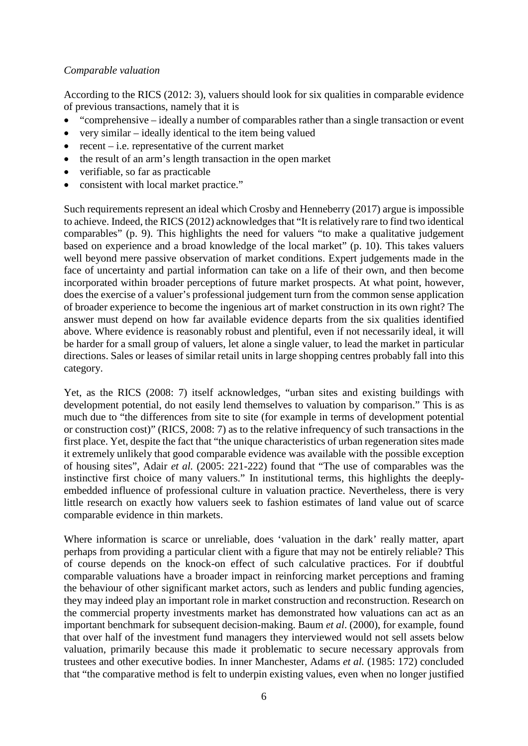*Comparable valuation*

According to the RICS (2012: 3), valuers should look for six qualities in comparable evidence of previous transactions, namely that it is

- "comprehensive – ideally a number of comparables rather than a single transaction or event
- very similar – ideally identical to the item being valued
- recent – i.e. representative of the current market
- the result of an arm's length transaction in the open market
- verifiable, so far as practicable
- consistent with local market practice."

Such requirements represent an ideal which Crosby and Henneberry (2017) argue is impossible to achieve. Indeed, the RICS (2012) acknowledges that "It is relatively rare to find two identical comparables" (p. 9). This highlights the need for valuers "to make a qualitative judgement based on experience and a broad knowledge of the local market" (p. 10). This takes valuers well beyond mere passive observation of market conditions. Expert judgements made in the face of uncertainty and partial information can take on a life of their own, and then become incorporated within broader perceptions of future market prospects. At what point, however, does the exercise of a valuer's professional judgement turn from the common sense application of broader experience to become the ingenious art of market construction in its own right? The answer must depend on how far available evidence departs from the six qualities identified above. Where evidence is reasonably robust and plentiful, even if not necessarily ideal, it will be harder for a small group of valuers, let alone a single valuer, to lead the market in particular directions. Sales or leases of similar retail units in large shopping centres probably fall into this category.

Yet, as the RICS (2008: 7) itself acknowledges, "urban sites and existing buildings with development potential, do not easily lend themselves to valuation by comparison." This is as much due to "the differences from site to site (for example in terms of development potential or construction cost)" (RICS, 2008: 7) as to the relative infrequency of such transactions in the first place. Yet, despite the fact that "the unique characteristics of urban regeneration sites made it extremely unlikely that good comparable evidence was available with the possible exception of housing sites", Adair *et al.* (2005: 221-222) found that "The use of comparables was the instinctive first choice of many valuers." In institutional terms, this highlights the deeply-embedded influence of professional culture in valuation practice. Nevertheless, there is very little research on exactly how valuers seek to fashion estimates of land value out of scarce comparable evidence in thin markets.

Where information is scarce or unreliable, does 'valuation in the dark' really matter, apart perhaps from providing a particular client with a figure that may not be entirely reliable? This of course depends on the knock-on effect of such calculative practices. For if doubtful comparable valuations have a broader impact in reinforcing market perceptions and framing the behaviour of other significant market actors, such as lenders and public funding agencies, they may indeed play an important role in market construction and reconstruction. Research on the commercial property investments market has demonstrated how valuations can act as an important benchmark for subsequent decision-making. Baum *et al*. (2000), for example, found that over half of the investment fund managers they interviewed would not sell assets below valuation, primarily because this made it problematic to secure necessary approvals from trustees and other executive bodies. In inner Manchester, Adams *et al.* (1985: 172) concluded that "the comparative method is felt to underpin existing values, even when no longer justified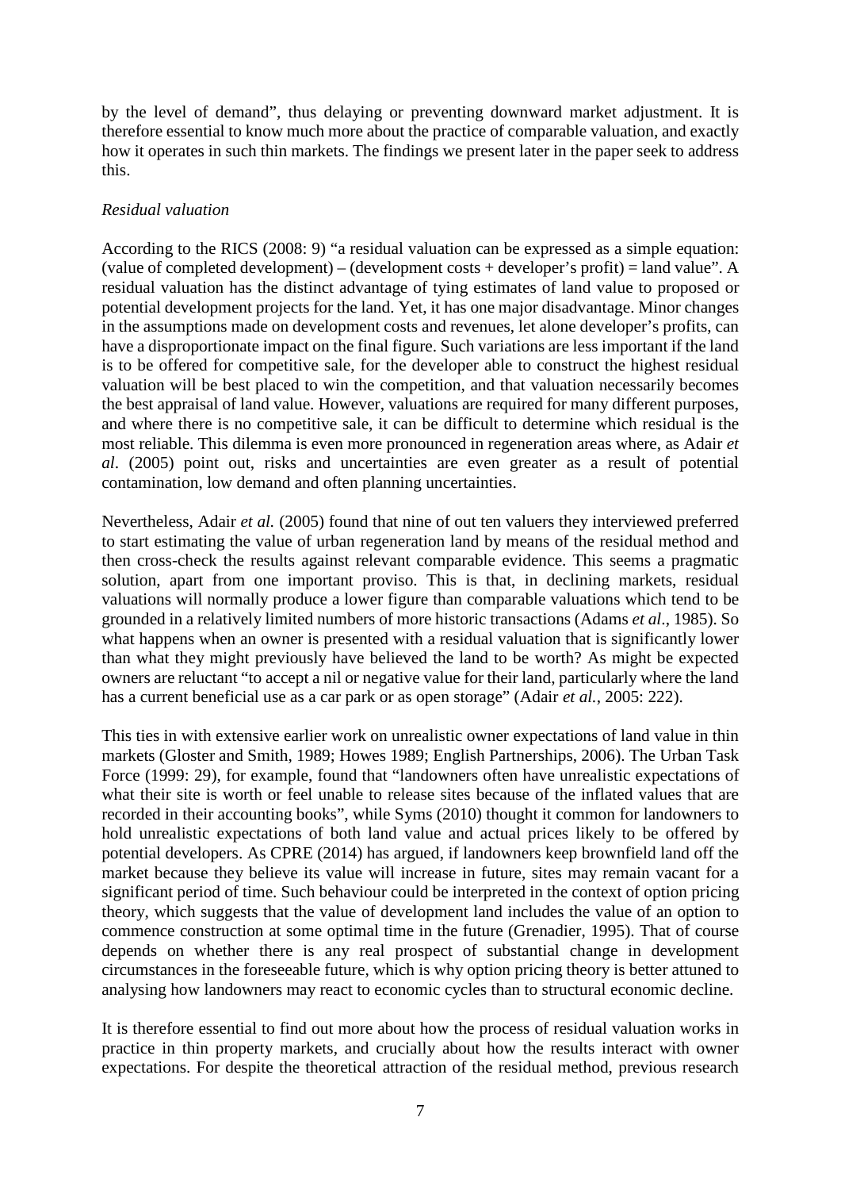by the level of demand", thus delaying or preventing downward market adjustment. It is therefore essential to know much more about the practice of comparable valuation, and exactly how it operates in such thin markets. The findings we present later in the paper seek to address this.

*Residual valuation*

According to the RICS (2008: 9) "a residual valuation can be expressed as a simple equation: (value of completed development) – (development costs + developer's profit) = land value". A residual valuation has the distinct advantage of tying estimates of land value to proposed or potential development projects for the land. Yet, it has one major disadvantage. Minor changes in the assumptions made on development costs and revenues, let alone developer's profits, can have a disproportionate impact on the final figure. Such variations are less important if the land is to be offered for competitive sale, for the developer able to construct the highest residual valuation will be best placed to win the competition, and that valuation necessarily becomes the best appraisal of land value. However, valuations are required for many different purposes, and where there is no competitive sale, it can be difficult to determine which residual is the most reliable. This dilemma is even more pronounced in regeneration areas where, as Adair *et al*. (2005) point out, risks and uncertainties are even greater as a result of potential contamination, low demand and often planning uncertainties.

Nevertheless, Adair *et al.* (2005) found that nine of out ten valuers they interviewed preferred to start estimating the value of urban regeneration land by means of the residual method and then cross-check the results against relevant comparable evidence. This seems a pragmatic solution, apart from one important proviso. This is that, in declining markets, residual valuations will normally produce a lower figure than comparable valuations which tend to be grounded in a relatively limited numbers of more historic transactions (Adams *et al*., 1985). So what happens when an owner is presented with a residual valuation that is significantly lower than what they might previously have believed the land to be worth? As might be expected owners are reluctant "to accept a nil or negative value for their land, particularly where the land has a current beneficial use as a car park or as open storage" (Adair *et al.*, 2005: 222).

This ties in with extensive earlier work on unrealistic owner expectations of land value in thin markets (Gloster and Smith, 1989; Howes 1989; English Partnerships, 2006). The Urban Task Force (1999: 29), for example, found that "landowners often have unrealistic expectations of what their site is worth or feel unable to release sites because of the inflated values that are recorded in their accounting books", while Syms (2010) thought it common for landowners to hold unrealistic expectations of both land value and actual prices likely to be offered by potential developers. As CPRE (2014) has argued, if landowners keep brownfield land off the market because they believe its value will increase in future, sites may remain vacant for a significant period of time. Such behaviour could be interpreted in the context of option pricing theory, which suggests that the value of development land includes the value of an option to commence construction at some optimal time in the future (Grenadier, 1995). That of course depends on whether there is any real prospect of substantial change in development circumstances in the foreseeable future, which is why option pricing theory is better attuned to analysing how landowners may react to economic cycles than to structural economic decline.

It is therefore essential to find out more about how the process of residual valuation works in practice in thin property markets, and crucially about how the results interact with owner expectations. For despite the theoretical attraction of the residual method, previous research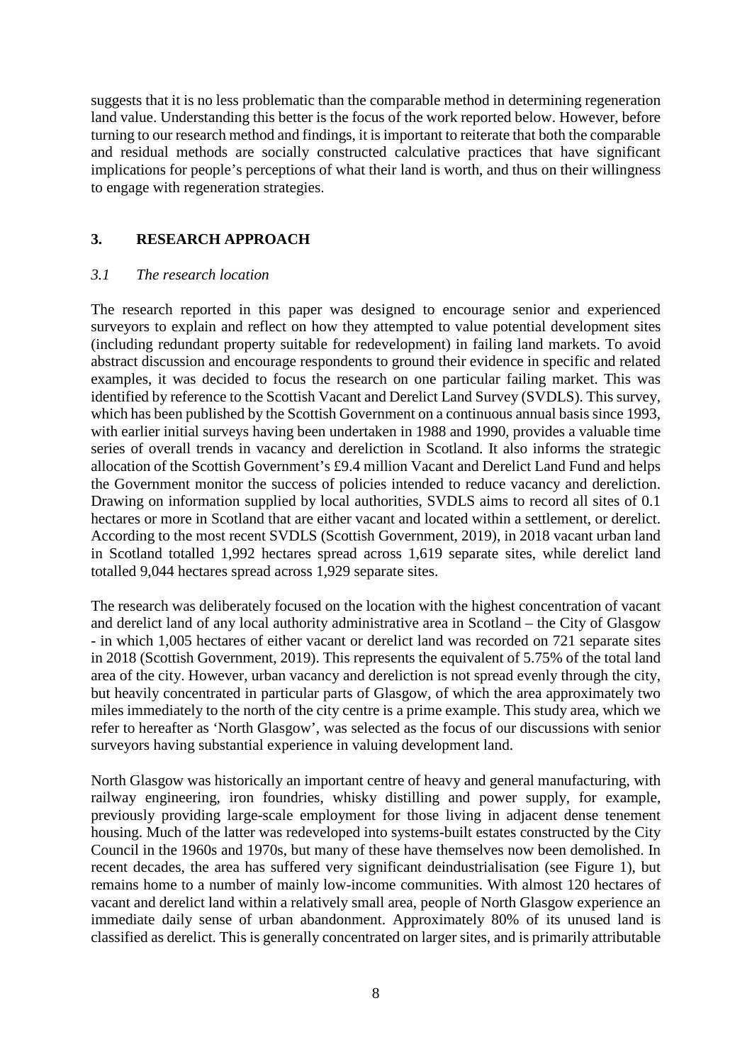suggests that it is no less problematic than the comparable method in determining regeneration land value. Understanding this better is the focus of the work reported below. However, before turning to our research method and findings, it is important to reiterate that both the comparable and residual methods are socially constructed calculative practices that have significant implications for people's perceptions of what their land is worth, and thus on their willingness to engage with regeneration strategies.

## 3. RESEARCH APPROACH

### *3.1 The research location*

The research reported in this paper was designed to encourage senior and experienced surveyors to explain and reflect on how they attempted to value potential development sites (including redundant property suitable for redevelopment) in failing land markets. To avoid abstract discussion and encourage respondents to ground their evidence in specific and related examples, it was decided to focus the research on one particular failing market. This was identified by reference to the Scottish Vacant and Derelict Land Survey (SVDLS). This survey, which has been published by the Scottish Government on a continuous annual basis since 1993, with earlier initial surveys having been undertaken in 1988 and 1990, provides a valuable time series of overall trends in vacancy and dereliction in Scotland. It also informs the strategic allocation of the Scottish Government's £9.4 million Vacant and Derelict Land Fund and helps the Government monitor the success of policies intended to reduce vacancy and dereliction. Drawing on information supplied by local authorities, SVDLS aims to record all sites of 0.1 hectares or more in Scotland that are either vacant and located within a settlement, or derelict. According to the most recent SVDLS (Scottish Government, 2019), in 2018 vacant urban land in Scotland totalled 1,992 hectares spread across 1,619 separate sites, while derelict land totalled 9,044 hectares spread across 1,929 separate sites.

The research was deliberately focused on the location with the highest concentration of vacant and derelict land of any local authority administrative area in Scotland – the City of Glasgow - in which 1,005 hectares of either vacant or derelict land was recorded on 721 separate sites in 2018 (Scottish Government, 2019). This represents the equivalent of 5.75% of the total land area of the city. However, urban vacancy and dereliction is not spread evenly through the city, but heavily concentrated in particular parts of Glasgow, of which the area approximately two miles immediately to the north of the city centre is a prime example. This study area, which we refer to hereafter as 'North Glasgow', was selected as the focus of our discussions with senior surveyors having substantial experience in valuing development land.

North Glasgow was historically an important centre of heavy and general manufacturing, with railway engineering, iron foundries, whisky distilling and power supply, for example, previously providing large-scale employment for those living in adjacent dense tenement housing. Much of the latter was redeveloped into systems-built estates constructed by the City Council in the 1960s and 1970s, but many of these have themselves now been demolished. In recent decades, the area has suffered very significant deindustrialisation (see Figure 1), but remains home to a number of mainly low-income communities. With almost 120 hectares of vacant and derelict land within a relatively small area, people of North Glasgow experience an immediate daily sense of urban abandonment. Approximately 80% of its unused land is classified as derelict. This is generally concentrated on larger sites, and is primarily attributable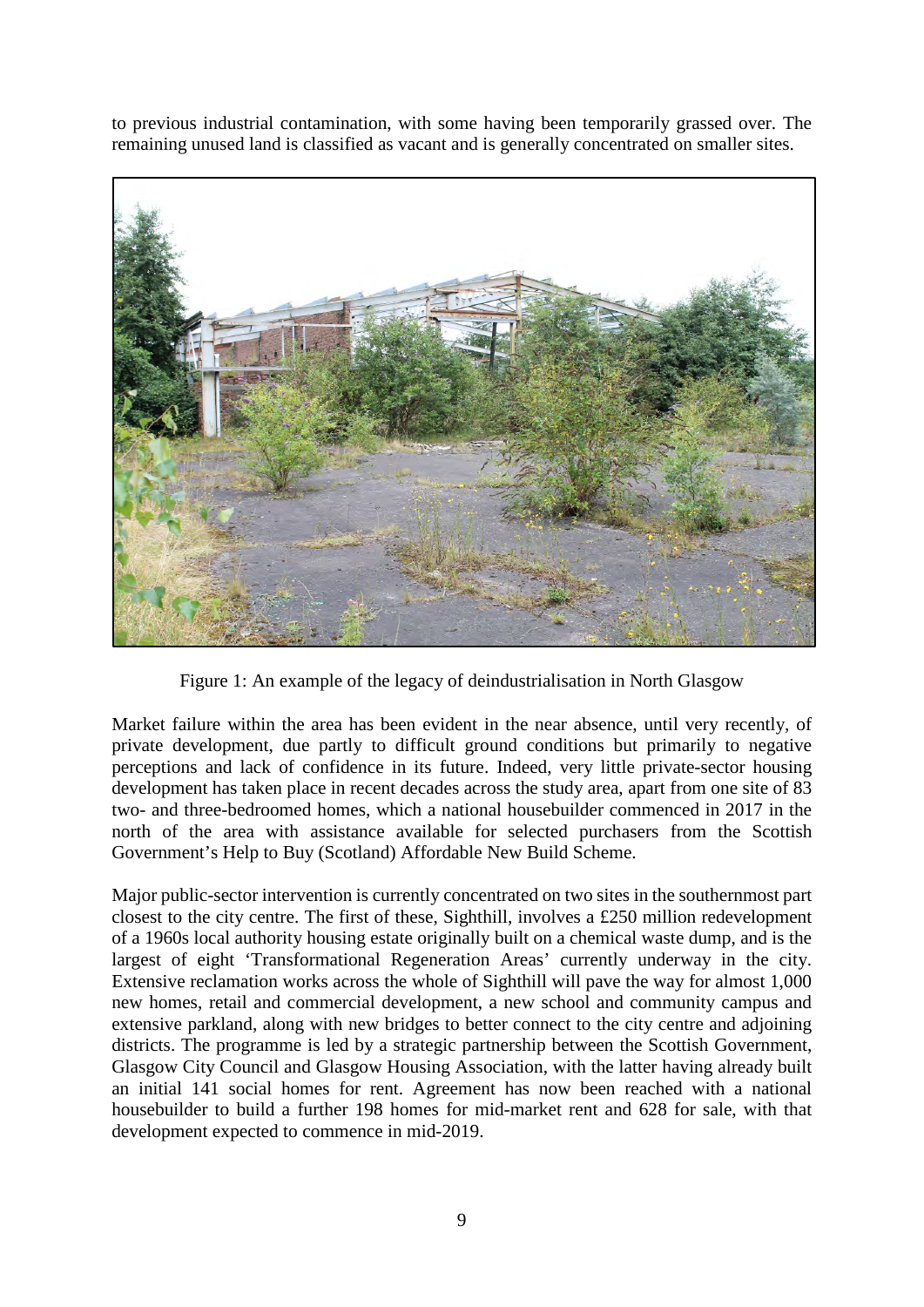to previous industrial contamination, with some having been temporarily grassed over. The remaining unused land is classified as vacant and is generally concentrated on smaller sites.

Figure 1: An example of the legacy of deindustrialisation in North Glasgow

Market failure within the area has been evident in the near absence, until very recently, of private development, due partly to difficult ground conditions but primarily to negative perceptions and lack of confidence in its future. Indeed, very little private-sector housing development has taken place in recent decades across the study area, apart from one site of 83 two- and three-bedroomed homes, which a national housebuilder commenced in 2017 in the north of the area with assistance available for selected purchasers from the Scottish Government's Help to Buy (Scotland) Affordable New Build Scheme.

Major public-sector intervention is currently concentrated on two sites in the southernmost part closest to the city centre. The first of these, Sighthill, involves a £250 million redevelopment of a 1960s local authority housing estate originally built on a chemical waste dump, and is the largest of eight 'Transformational Regeneration Areas' currently underway in the city. Extensive reclamation works across the whole of Sighthill will pave the way for almost 1,000 new homes, retail and commercial development, a new school and community campus and extensive parkland, along with new bridges to better connect to the city centre and adjoining districts. The programme is led by a strategic partnership between the Scottish Government, Glasgow City Council and Glasgow Housing Association, with the latter having already built an initial 141 social homes for rent. Agreement has now been reached with a national housebuilder to build a further 198 homes for mid-market rent and 628 for sale, with that development expected to commence in mid-2019.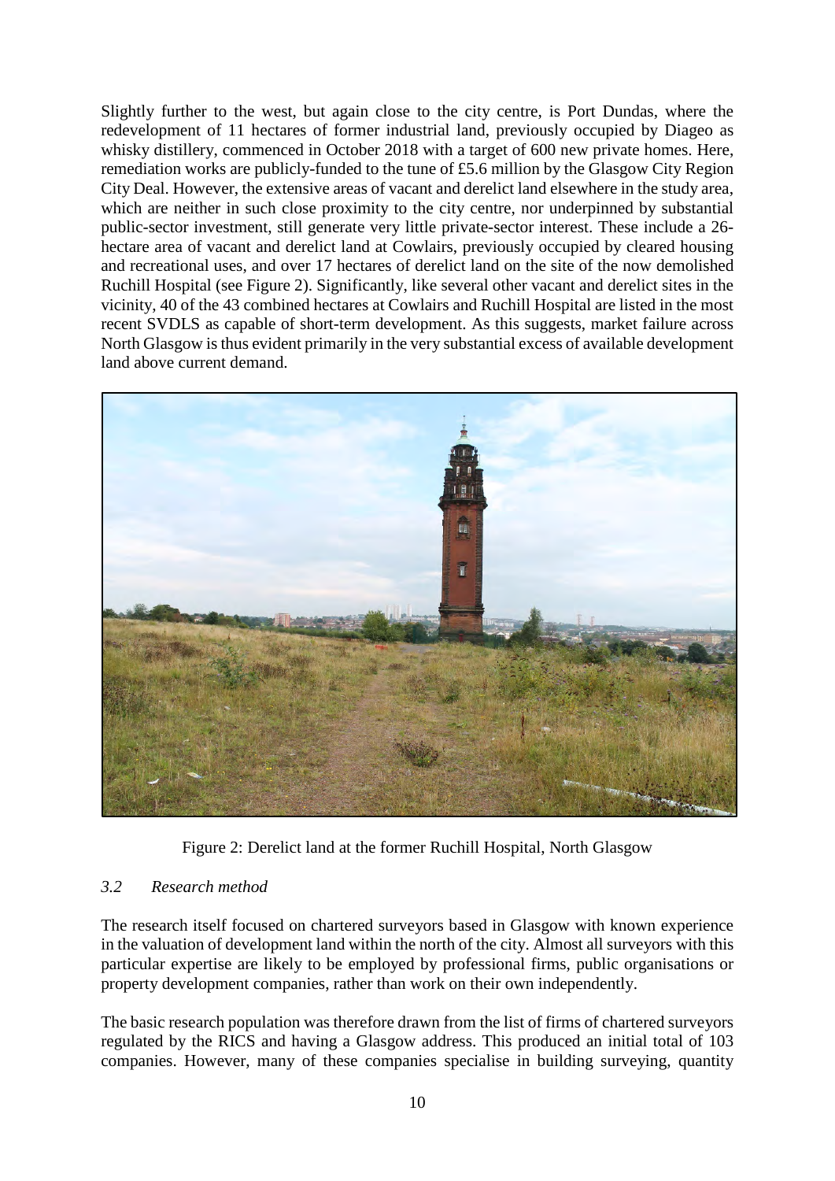Slightly further to the west, but again close to the city centre, is Port Dundas, where the redevelopment of 11 hectares of former industrial land, previously occupied by Diageo as whisky distillery, commenced in October 2018 with a target of 600 new private homes. Here, remediation works are publicly-funded to the tune of £5.6 million by the Glasgow City Region City Deal. However, the extensive areas of vacant and derelict land elsewhere in the study area, which are neither in such close proximity to the city centre, nor underpinned by substantial public-sector investment, still generate very little private-sector interest. These include a 26-hectare area of vacant and derelict land at Cowlairs, previously occupied by cleared housing and recreational uses, and over 17 hectares of derelict land on the site of the now demolished Ruchill Hospital (see Figure 2). Significantly, like several other vacant and derelict sites in the vicinity, 40 of the 43 combined hectares at Cowlairs and Ruchill Hospital are listed in the most recent SVDLS as capable of short-term development. As this suggests, market failure across North Glasgow is thus evident primarily in the very substantial excess of available development land above current demand.

Figure 2: Derelict land at the former Ruchill Hospital, North Glasgow

### *3.2 Research method*

The research itself focused on chartered surveyors based in Glasgow with known experience in the valuation of development land within the north of the city. Almost all surveyors with this particular expertise are likely to be employed by professional firms, public organisations or property development companies, rather than work on their own independently.

The basic research population was therefore drawn from the list of firms of chartered surveyors regulated by the RICS and having a Glasgow address. This produced an initial total of 103 companies. However, many of these companies specialise in building surveying, quantity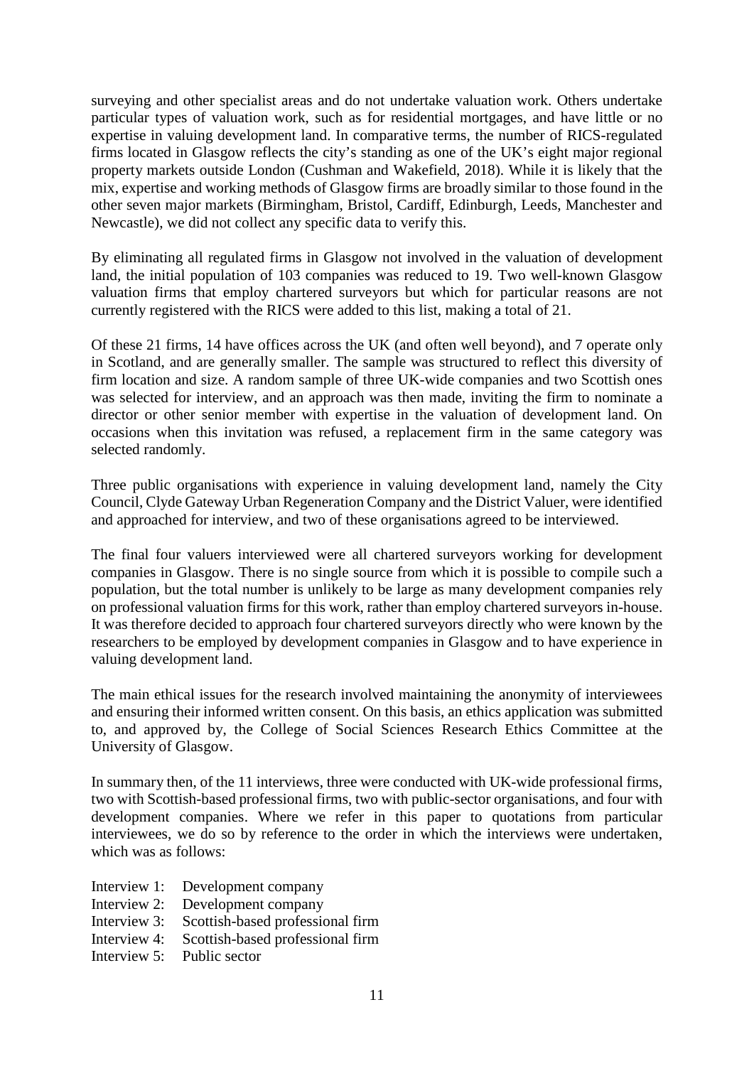surveying and other specialist areas and do not undertake valuation work. Others undertake particular types of valuation work, such as for residential mortgages, and have little or no expertise in valuing development land. In comparative terms, the number of RICS-regulated firms located in Glasgow reflects the city's standing as one of the UK's eight major regional property markets outside London (Cushman and Wakefield, 2018). While it is likely that the mix, expertise and working methods of Glasgow firms are broadly similar to those found in the other seven major markets (Birmingham, Bristol, Cardiff, Edinburgh, Leeds, Manchester and Newcastle), we did not collect any specific data to verify this.

By eliminating all regulated firms in Glasgow not involved in the valuation of development land, the initial population of 103 companies was reduced to 19. Two well-known Glasgow valuation firms that employ chartered surveyors but which for particular reasons are not currently registered with the RICS were added to this list, making a total of 21.

Of these 21 firms, 14 have offices across the UK (and often well beyond), and 7 operate only in Scotland, and are generally smaller. The sample was structured to reflect this diversity of firm location and size. A random sample of three UK-wide companies and two Scottish ones was selected for interview, and an approach was then made, inviting the firm to nominate a director or other senior member with expertise in the valuation of development land. On occasions when this invitation was refused, a replacement firm in the same category was selected randomly.

Three public organisations with experience in valuing development land, namely the City Council, Clyde Gateway Urban Regeneration Company and the District Valuer, were identified and approached for interview, and two of these organisations agreed to be interviewed.

The final four valuers interviewed were all chartered surveyors working for development companies in Glasgow. There is no single source from which it is possible to compile such a population, but the total number is unlikely to be large as many development companies rely on professional valuation firms for this work, rather than employ chartered surveyors in-house. It was therefore decided to approach four chartered surveyors directly who were known by the researchers to be employed by development companies in Glasgow and to have experience in valuing development land.

The main ethical issues for the research involved maintaining the anonymity of interviewees and ensuring their informed written consent. On this basis, an ethics application was submitted to, and approved by, the College of Social Sciences Research Ethics Committee at the University of Glasgow.

In summary then, of the 11 interviews, three were conducted with UK-wide professional firms, two with Scottish-based professional firms, two with public-sector organisations, and four with development companies. Where we refer in this paper to quotations from particular interviewees, we do so by reference to the order in which the interviews were undertaken, which was as follows:

Interview 1: Development company  
Interview 2: Development company  
Interview 3: Scottish-based professional firm  
Interview 4: Scottish-based professional firm  
Interview 5: Public sector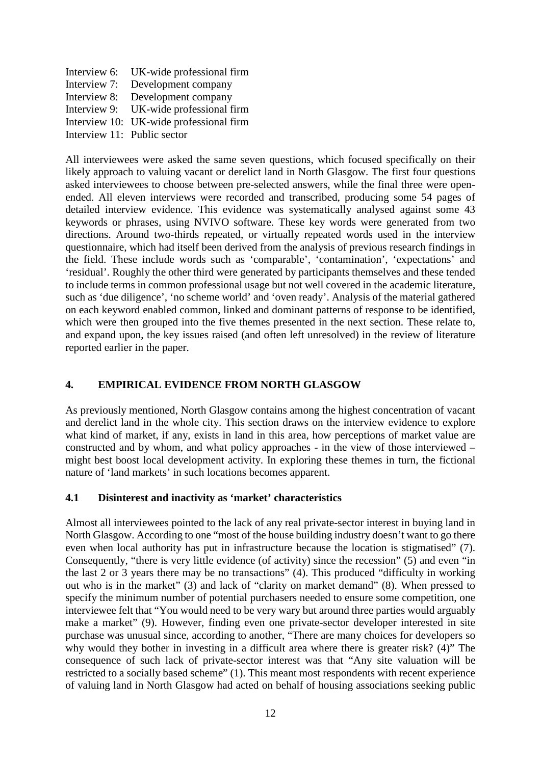Interview 6: UK-wide professional firm  
Interview 7: Development company  
Interview 8: Development company  
Interview 9: UK-wide professional firm  
Interview 10: UK-wide professional firm  
Interview 11: Public sector

All interviewees were asked the same seven questions, which focused specifically on their likely approach to valuing vacant or derelict land in North Glasgow. The first four questions asked interviewees to choose between pre-selected answers, while the final three were open-ended. All eleven interviews were recorded and transcribed, producing some 54 pages of detailed interview evidence. This evidence was systematically analysed against some 43 keywords or phrases, using NVIVO software. These key words were generated from two directions. Around two-thirds repeated, or virtually repeated words used in the interview questionnaire, which had itself been derived from the analysis of previous research findings in the field. These include words such as 'comparable', 'contamination', 'expectations' and 'residual'. Roughly the other third were generated by participants themselves and these tended to include terms in common professional usage but not well covered in the academic literature, such as 'due diligence', 'no scheme world' and 'oven ready'. Analysis of the material gathered on each keyword enabled common, linked and dominant patterns of response to be identified, which were then grouped into the five themes presented in the next section. These relate to, and expand upon, the key issues raised (and often left unresolved) in the review of literature reported earlier in the paper.

## 4. EMPIRICAL EVIDENCE FROM NORTH GLASGOW

As previously mentioned, North Glasgow contains among the highest concentration of vacant and derelict land in the whole city. This section draws on the interview evidence to explore what kind of market, if any, exists in land in this area, how perceptions of market value are constructed and by whom, and what policy approaches - in the view of those interviewed – might best boost local development activity. In exploring these themes in turn, the fictional nature of 'land markets' in such locations becomes apparent.

### 4.1 Disinterest and inactivity as 'market' characteristics

Almost all interviewees pointed to the lack of any real private-sector interest in buying land in North Glasgow. According to one "most of the house building industry doesn't want to go there even when local authority has put in infrastructure because the location is stigmatised" (7). Consequently, "there is very little evidence (of activity) since the recession" (5) and even "in the last 2 or 3 years there may be no transactions" (4). This produced "difficulty in working out who is in the market" (3) and lack of "clarity on market demand" (8). When pressed to specify the minimum number of potential purchasers needed to ensure some competition, one interviewee felt that "You would need to be very wary but around three parties would arguably make a market" (9). However, finding even one private-sector developer interested in site purchase was unusual since, according to another, "There are many choices for developers so why would they bother in investing in a difficult area where there is greater risk? (4)" The consequence of such lack of private-sector interest was that "Any site valuation will be restricted to a socially based scheme" (1). This meant most respondents with recent experience of valuing land in North Glasgow had acted on behalf of housing associations seeking public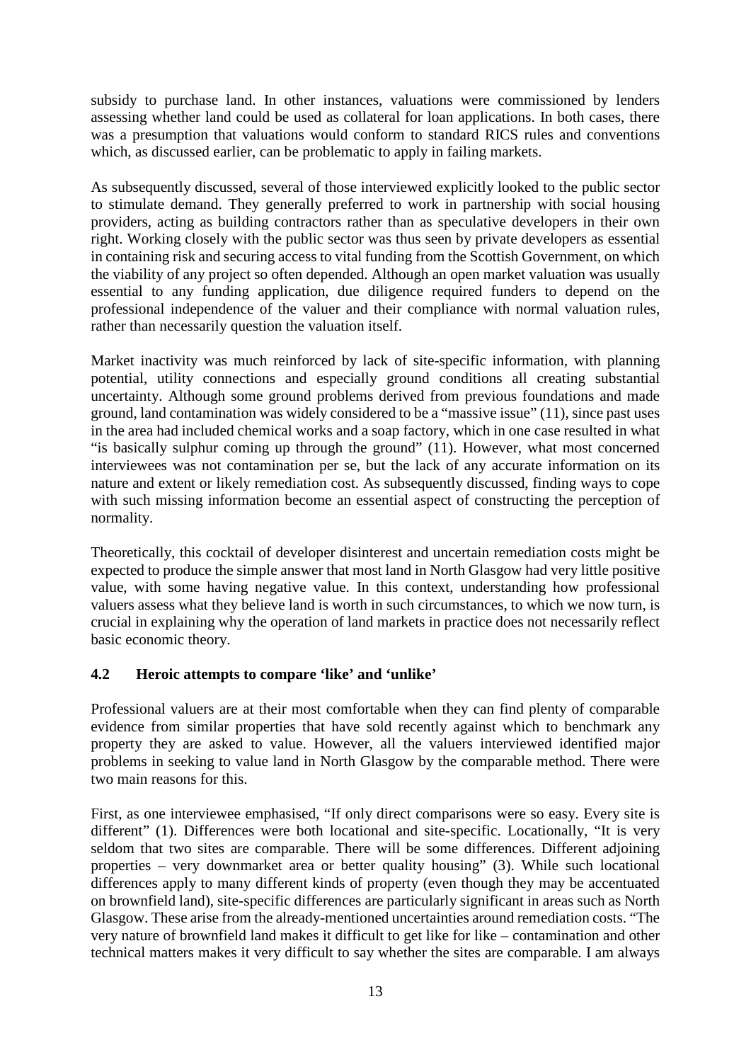subsidy to purchase land. In other instances, valuations were commissioned by lenders assessing whether land could be used as collateral for loan applications. In both cases, there was a presumption that valuations would conform to standard RICS rules and conventions which, as discussed earlier, can be problematic to apply in failing markets.

As subsequently discussed, several of those interviewed explicitly looked to the public sector to stimulate demand. They generally preferred to work in partnership with social housing providers, acting as building contractors rather than as speculative developers in their own right. Working closely with the public sector was thus seen by private developers as essential in containing risk and securing access to vital funding from the Scottish Government, on which the viability of any project so often depended. Although an open market valuation was usually essential to any funding application, due diligence required funders to depend on the professional independence of the valuer and their compliance with normal valuation rules, rather than necessarily question the valuation itself.

Market inactivity was much reinforced by lack of site-specific information, with planning potential, utility connections and especially ground conditions all creating substantial uncertainty. Although some ground problems derived from previous foundations and made ground, land contamination was widely considered to be a "massive issue" (11), since past uses in the area had included chemical works and a soap factory, which in one case resulted in what "is basically sulphur coming up through the ground" (11). However, what most concerned interviewees was not contamination per se, but the lack of any accurate information on its nature and extent or likely remediation cost. As subsequently discussed, finding ways to cope with such missing information become an essential aspect of constructing the perception of normality.

Theoretically, this cocktail of developer disinterest and uncertain remediation costs might be expected to produce the simple answer that most land in North Glasgow had very little positive value, with some having negative value. In this context, understanding how professional valuers assess what they believe land is worth in such circumstances, to which we now turn, is crucial in explaining why the operation of land markets in practice does not necessarily reflect basic economic theory.

### 4.2 Heroic attempts to compare 'like' and 'unlike'

Professional valuers are at their most comfortable when they can find plenty of comparable evidence from similar properties that have sold recently against which to benchmark any property they are asked to value. However, all the valuers interviewed identified major problems in seeking to value land in North Glasgow by the comparable method. There were two main reasons for this.

First, as one interviewee emphasised, "If only direct comparisons were so easy. Every site is different" (1). Differences were both locational and site-specific. Locationally, "It is very seldom that two sites are comparable. There will be some differences. Different adjoining properties – very downmarket area or better quality housing" (3). While such locational differences apply to many different kinds of property (even though they may be accentuated on brownfield land), site-specific differences are particularly significant in areas such as North Glasgow. These arise from the already-mentioned uncertainties around remediation costs. "The very nature of brownfield land makes it difficult to get like for like – contamination and other technical matters makes it very difficult to say whether the sites are comparable. I am always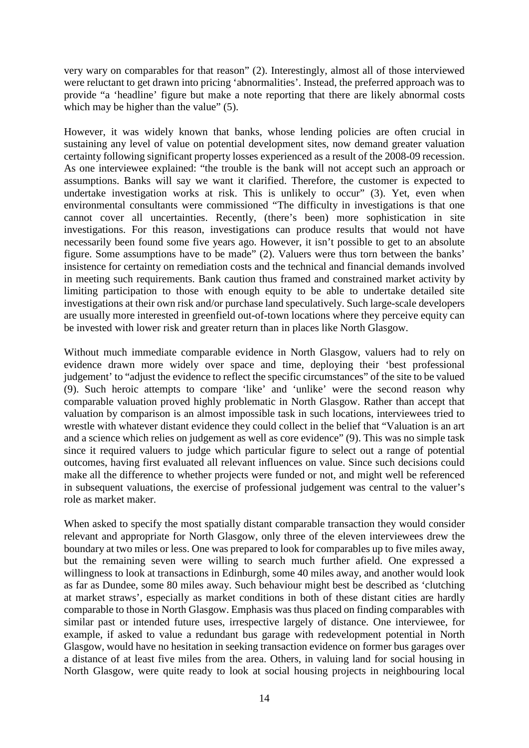very wary on comparables for that reason" (2). Interestingly, almost all of those interviewed were reluctant to get drawn into pricing 'abnormalities'. Instead, the preferred approach was to provide "a 'headline' figure but make a note reporting that there are likely abnormal costs which may be higher than the value" (5).

However, it was widely known that banks, whose lending policies are often crucial in sustaining any level of value on potential development sites, now demand greater valuation certainty following significant property losses experienced as a result of the 2008-09 recession. As one interviewee explained: "the trouble is the bank will not accept such an approach or assumptions. Banks will say we want it clarified. Therefore, the customer is expected to undertake investigation works at risk. This is unlikely to occur" (3). Yet, even when environmental consultants were commissioned "The difficulty in investigations is that one cannot cover all uncertainties. Recently, (there's been) more sophistication in site investigations. For this reason, investigations can produce results that would not have necessarily been found some five years ago. However, it isn't possible to get to an absolute figure. Some assumptions have to be made" (2). Valuers were thus torn between the banks' insistence for certainty on remediation costs and the technical and financial demands involved in meeting such requirements. Bank caution thus framed and constrained market activity by limiting participation to those with enough equity to be able to undertake detailed site investigations at their own risk and/or purchase land speculatively. Such large-scale developers are usually more interested in greenfield out-of-town locations where they perceive equity can be invested with lower risk and greater return than in places like North Glasgow.

Without much immediate comparable evidence in North Glasgow, valuers had to rely on evidence drawn more widely over space and time, deploying their 'best professional judgement' to "adjust the evidence to reflect the specific circumstances" of the site to be valued (9). Such heroic attempts to compare 'like' and 'unlike' were the second reason why comparable valuation proved highly problematic in North Glasgow. Rather than accept that valuation by comparison is an almost impossible task in such locations, interviewees tried to wrestle with whatever distant evidence they could collect in the belief that "Valuation is an art and a science which relies on judgement as well as core evidence" (9). This was no simple task since it required valuers to judge which particular figure to select out a range of potential outcomes, having first evaluated all relevant influences on value. Since such decisions could make all the difference to whether projects were funded or not, and might well be referenced in subsequent valuations, the exercise of professional judgement was central to the valuer's role as market maker.

When asked to specify the most spatially distant comparable transaction they would consider relevant and appropriate for North Glasgow, only three of the eleven interviewees drew the boundary at two miles or less. One was prepared to look for comparables up to five miles away, but the remaining seven were willing to search much further afield. One expressed a willingness to look at transactions in Edinburgh, some 40 miles away, and another would look as far as Dundee, some 80 miles away. Such behaviour might best be described as 'clutching at market straws', especially as market conditions in both of these distant cities are hardly comparable to those in North Glasgow. Emphasis was thus placed on finding comparables with similar past or intended future uses, irrespective largely of distance. One interviewee, for example, if asked to value a redundant bus garage with redevelopment potential in North Glasgow, would have no hesitation in seeking transaction evidence on former bus garages over a distance of at least five miles from the area. Others, in valuing land for social housing in North Glasgow, were quite ready to look at social housing projects in neighbouring local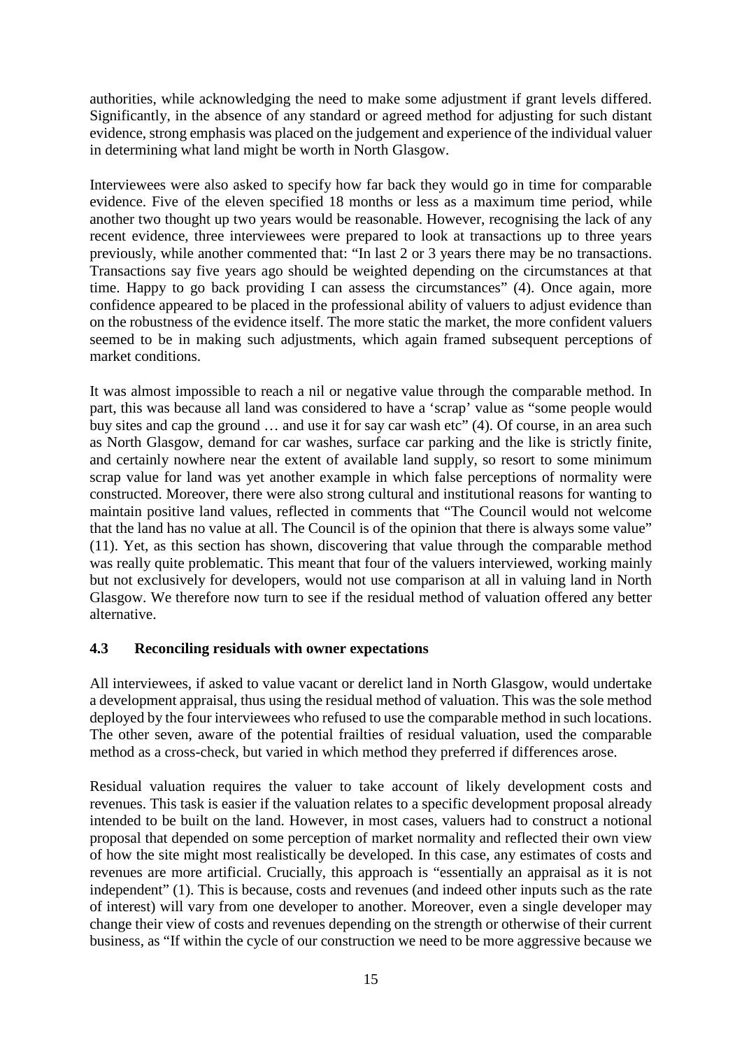authorities, while acknowledging the need to make some adjustment if grant levels differed. Significantly, in the absence of any standard or agreed method for adjusting for such distant evidence, strong emphasis was placed on the judgement and experience of the individual valuer in determining what land might be worth in North Glasgow.

Interviewees were also asked to specify how far back they would go in time for comparable evidence. Five of the eleven specified 18 months or less as a maximum time period, while another two thought up two years would be reasonable. However, recognising the lack of any recent evidence, three interviewees were prepared to look at transactions up to three years previously, while another commented that: "In last 2 or 3 years there may be no transactions. Transactions say five years ago should be weighted depending on the circumstances at that time. Happy to go back providing I can assess the circumstances" (4). Once again, more confidence appeared to be placed in the professional ability of valuers to adjust evidence than on the robustness of the evidence itself. The more static the market, the more confident valuers seemed to be in making such adjustments, which again framed subsequent perceptions of market conditions.

It was almost impossible to reach a nil or negative value through the comparable method. In part, this was because all land was considered to have a 'scrap' value as "some people would buy sites and cap the ground … and use it for say car wash etc" (4). Of course, in an area such as North Glasgow, demand for car washes, surface car parking and the like is strictly finite, and certainly nowhere near the extent of available land supply, so resort to some minimum scrap value for land was yet another example in which false perceptions of normality were constructed. Moreover, there were also strong cultural and institutional reasons for wanting to maintain positive land values, reflected in comments that "The Council would not welcome that the land has no value at all. The Council is of the opinion that there is always some value" (11). Yet, as this section has shown, discovering that value through the comparable method was really quite problematic. This meant that four of the valuers interviewed, working mainly but not exclusively for developers, would not use comparison at all in valuing land in North Glasgow. We therefore now turn to see if the residual method of valuation offered any better alternative.

### 4.3 Reconciling residuals with owner expectations

All interviewees, if asked to value vacant or derelict land in North Glasgow, would undertake a development appraisal, thus using the residual method of valuation. This was the sole method deployed by the four interviewees who refused to use the comparable method in such locations. The other seven, aware of the potential frailties of residual valuation, used the comparable method as a cross-check, but varied in which method they preferred if differences arose.

Residual valuation requires the valuer to take account of likely development costs and revenues. This task is easier if the valuation relates to a specific development proposal already intended to be built on the land. However, in most cases, valuers had to construct a notional proposal that depended on some perception of market normality and reflected their own view of how the site might most realistically be developed. In this case, any estimates of costs and revenues are more artificial. Crucially, this approach is "essentially an appraisal as it is not independent" (1). This is because, costs and revenues (and indeed other inputs such as the rate of interest) will vary from one developer to another. Moreover, even a single developer may change their view of costs and revenues depending on the strength or otherwise of their current business, as "If within the cycle of our construction we need to be more aggressive because we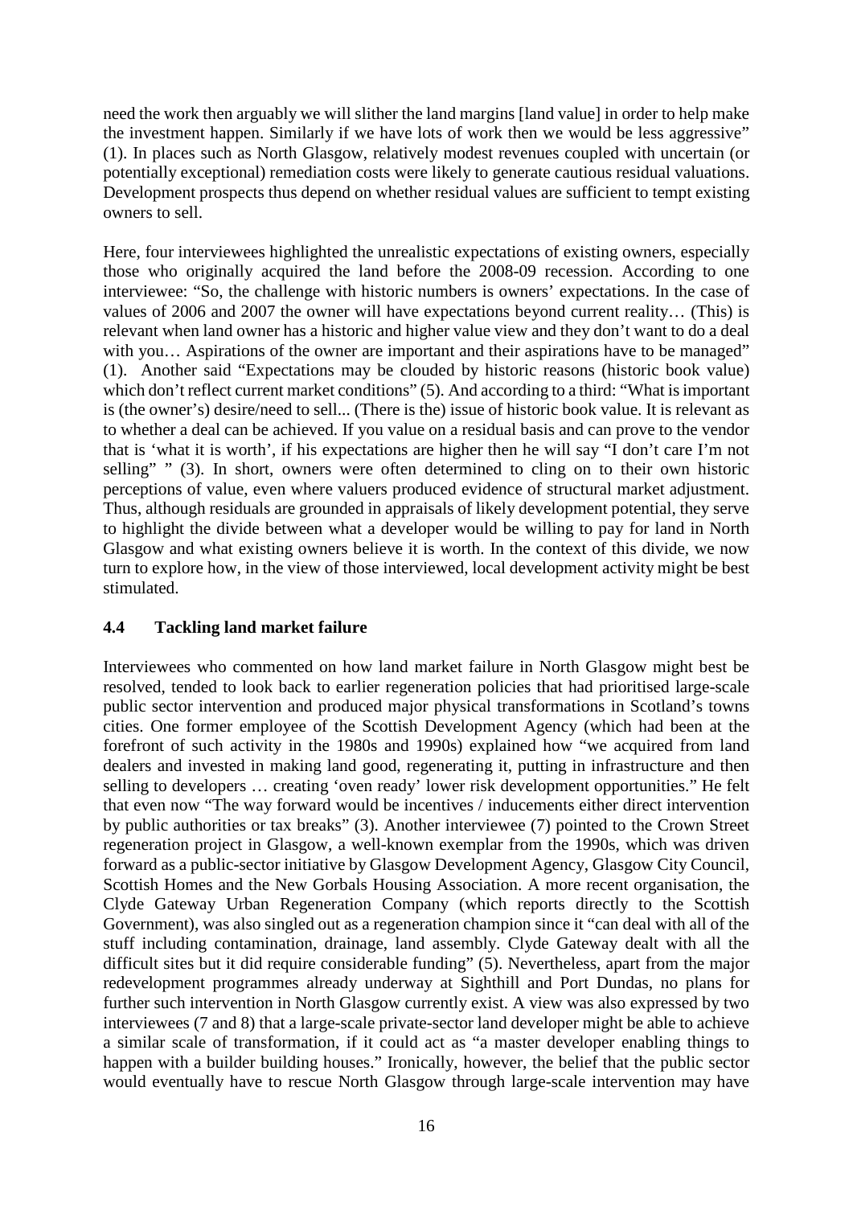need the work then arguably we will slither the land margins [land value] in order to help make the investment happen. Similarly if we have lots of work then we would be less aggressive" (1). In places such as North Glasgow, relatively modest revenues coupled with uncertain (or potentially exceptional) remediation costs were likely to generate cautious residual valuations. Development prospects thus depend on whether residual values are sufficient to tempt existing owners to sell.

Here, four interviewees highlighted the unrealistic expectations of existing owners, especially those who originally acquired the land before the 2008-09 recession. According to one interviewee: "So, the challenge with historic numbers is owners' expectations. In the case of values of 2006 and 2007 the owner will have expectations beyond current reality… (This) is relevant when land owner has a historic and higher value view and they don't want to do a deal with you… Aspirations of the owner are important and their aspirations have to be managed" (1). Another said "Expectations may be clouded by historic reasons (historic book value) which don't reflect current market conditions" (5). And according to a third: "What is important is (the owner's) desire/need to sell... (There is the) issue of historic book value. It is relevant as to whether a deal can be achieved. If you value on a residual basis and can prove to the vendor that is 'what it is worth', if his expectations are higher then he will say "I don't care I'm not selling" " (3). In short, owners were often determined to cling on to their own historic perceptions of value, even where valuers produced evidence of structural market adjustment. Thus, although residuals are grounded in appraisals of likely development potential, they serve to highlight the divide between what a developer would be willing to pay for land in North Glasgow and what existing owners believe it is worth. In the context of this divide, we now turn to explore how, in the view of those interviewed, local development activity might be best stimulated.

## 4.4 Tackling land market failure

Interviewees who commented on how land market failure in North Glasgow might best be resolved, tended to look back to earlier regeneration policies that had prioritised large-scale public sector intervention and produced major physical transformations in Scotland's towns cities. One former employee of the Scottish Development Agency (which had been at the forefront of such activity in the 1980s and 1990s) explained how "we acquired from land dealers and invested in making land good, regenerating it, putting in infrastructure and then selling to developers … creating 'oven ready' lower risk development opportunities." He felt that even now "The way forward would be incentives / inducements either direct intervention by public authorities or tax breaks" (3). Another interviewee (7) pointed to the Crown Street regeneration project in Glasgow, a well-known exemplar from the 1990s, which was driven forward as a public-sector initiative by Glasgow Development Agency, Glasgow City Council, Scottish Homes and the New Gorbals Housing Association. A more recent organisation, the Clyde Gateway Urban Regeneration Company (which reports directly to the Scottish Government), was also singled out as a regeneration champion since it "can deal with all of the stuff including contamination, drainage, land assembly. Clyde Gateway dealt with all the difficult sites but it did require considerable funding" (5). Nevertheless, apart from the major redevelopment programmes already underway at Sighthill and Port Dundas, no plans for further such intervention in North Glasgow currently exist. A view was also expressed by two interviewees (7 and 8) that a large-scale private-sector land developer might be able to achieve a similar scale of transformation, if it could act as "a master developer enabling things to happen with a builder building houses." Ironically, however, the belief that the public sector would eventually have to rescue North Glasgow through large-scale intervention may have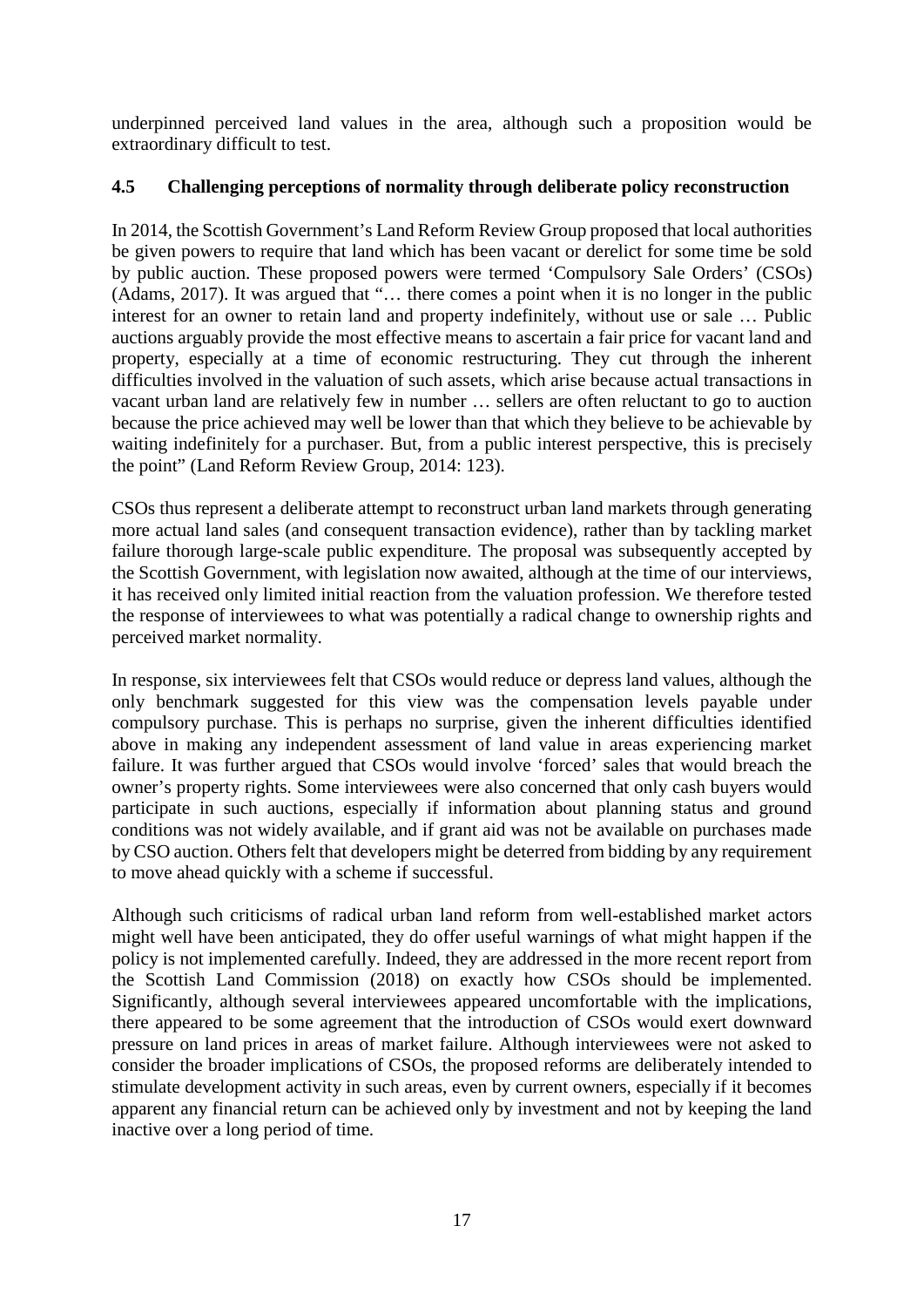underpinned perceived land values in the area, although such a proposition would be extraordinary difficult to test.

### 4.5 Challenging perceptions of normality through deliberate policy reconstruction

In 2014, the Scottish Government's Land Reform Review Group proposed that local authorities be given powers to require that land which has been vacant or derelict for some time be sold by public auction. These proposed powers were termed 'Compulsory Sale Orders' (CSOs) (Adams, 2017). It was argued that "… there comes a point when it is no longer in the public interest for an owner to retain land and property indefinitely, without use or sale … Public auctions arguably provide the most effective means to ascertain a fair price for vacant land and property, especially at a time of economic restructuring. They cut through the inherent difficulties involved in the valuation of such assets, which arise because actual transactions in vacant urban land are relatively few in number … sellers are often reluctant to go to auction because the price achieved may well be lower than that which they believe to be achievable by waiting indefinitely for a purchaser. But, from a public interest perspective, this is precisely the point" (Land Reform Review Group, 2014: 123).

CSOs thus represent a deliberate attempt to reconstruct urban land markets through generating more actual land sales (and consequent transaction evidence), rather than by tackling market failure thorough large-scale public expenditure. The proposal was subsequently accepted by the Scottish Government, with legislation now awaited, although at the time of our interviews, it has received only limited initial reaction from the valuation profession. We therefore tested the response of interviewees to what was potentially a radical change to ownership rights and perceived market normality.

In response, six interviewees felt that CSOs would reduce or depress land values, although the only benchmark suggested for this view was the compensation levels payable under compulsory purchase. This is perhaps no surprise, given the inherent difficulties identified above in making any independent assessment of land value in areas experiencing market failure. It was further argued that CSOs would involve 'forced' sales that would breach the owner's property rights. Some interviewees were also concerned that only cash buyers would participate in such auctions, especially if information about planning status and ground conditions was not widely available, and if grant aid was not be available on purchases made by CSO auction. Others felt that developers might be deterred from bidding by any requirement to move ahead quickly with a scheme if successful.

Although such criticisms of radical urban land reform from well-established market actors might well have been anticipated, they do offer useful warnings of what might happen if the policy is not implemented carefully. Indeed, they are addressed in the more recent report from the Scottish Land Commission (2018) on exactly how CSOs should be implemented. Significantly, although several interviewees appeared uncomfortable with the implications, there appeared to be some agreement that the introduction of CSOs would exert downward pressure on land prices in areas of market failure. Although interviewees were not asked to consider the broader implications of CSOs, the proposed reforms are deliberately intended to stimulate development activity in such areas, even by current owners, especially if it becomes apparent any financial return can be achieved only by investment and not by keeping the land inactive over a long period of time.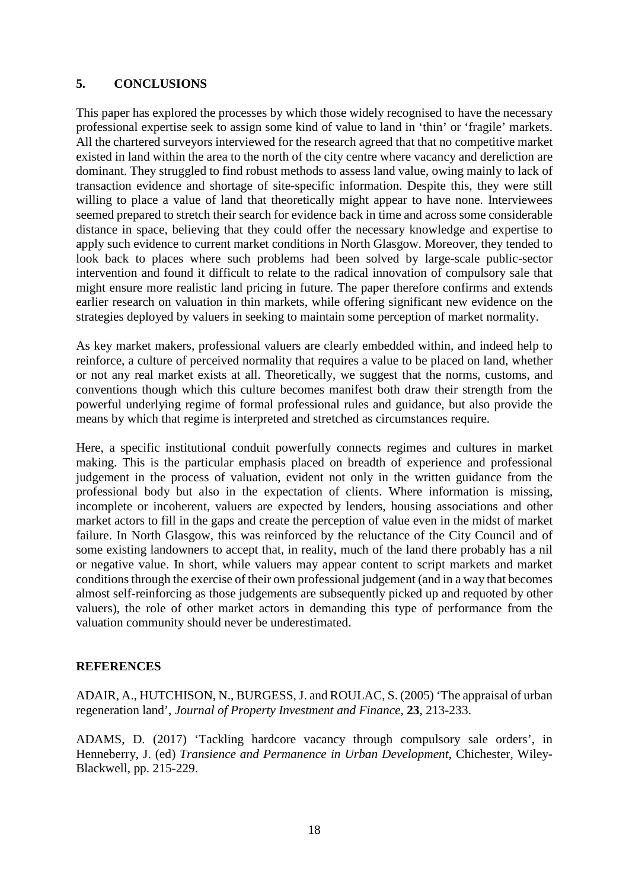## 5. CONCLUSIONS

This paper has explored the processes by which those widely recognised to have the necessary professional expertise seek to assign some kind of value to land in 'thin' or 'fragile' markets. All the chartered surveyors interviewed for the research agreed that that no competitive market existed in land within the area to the north of the city centre where vacancy and dereliction are dominant. They struggled to find robust methods to assess land value, owing mainly to lack of transaction evidence and shortage of site-specific information. Despite this, they were still willing to place a value of land that theoretically might appear to have none. Interviewees seemed prepared to stretch their search for evidence back in time and across some considerable distance in space, believing that they could offer the necessary knowledge and expertise to apply such evidence to current market conditions in North Glasgow. Moreover, they tended to look back to places where such problems had been solved by large-scale public-sector intervention and found it difficult to relate to the radical innovation of compulsory sale that might ensure more realistic land pricing in future. The paper therefore confirms and extends earlier research on valuation in thin markets, while offering significant new evidence on the strategies deployed by valuers in seeking to maintain some perception of market normality.

As key market makers, professional valuers are clearly embedded within, and indeed help to reinforce, a culture of perceived normality that requires a value to be placed on land, whether or not any real market exists at all. Theoretically, we suggest that the norms, customs, and conventions though which this culture becomes manifest both draw their strength from the powerful underlying regime of formal professional rules and guidance, but also provide the means by which that regime is interpreted and stretched as circumstances require.

Here, a specific institutional conduit powerfully connects regimes and cultures in market making. This is the particular emphasis placed on breadth of experience and professional judgement in the process of valuation, evident not only in the written guidance from the professional body but also in the expectation of clients. Where information is missing, incomplete or incoherent, valuers are expected by lenders, housing associations and other market actors to fill in the gaps and create the perception of value even in the midst of market failure. In North Glasgow, this was reinforced by the reluctance of the City Council and of some existing landowners to accept that, in reality, much of the land there probably has a nil or negative value. In short, while valuers may appear content to script markets and market conditions through the exercise of their own professional judgement (and in a way that becomes almost self-reinforcing as those judgements are subsequently picked up and requoted by other valuers), the role of other market actors in demanding this type of performance from the valuation community should never be underestimated.

## REFERENCES

ADAIR, A., HUTCHISON, N., BURGESS, J. and ROULAC, S. (2005) 'The appraisal of urban regeneration land', *Journal of Property Investment and Finance*, **23**, 213-233.

ADAMS, D. (2017) 'Tackling hardcore vacancy through compulsory sale orders', in Henneberry, J. (ed) *Transience and Permanence in Urban Development*, Chichester, Wiley-Blackwell, pp. 215-229.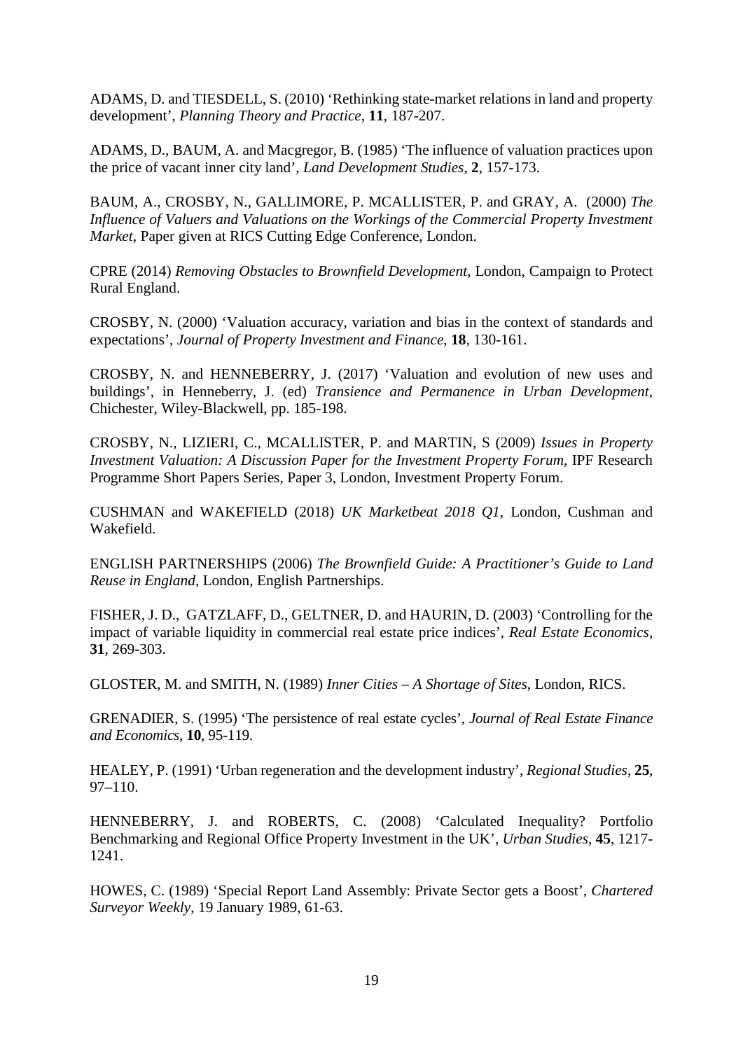ADAMS, D. and TIESDELL, S. (2010) 'Rethinking state-market relations in land and property development', *Planning Theory and Practice*, **11**, 187-207.

ADAMS, D., BAUM, A. and Macgregor, B. (1985) 'The influence of valuation practices upon the price of vacant inner city land', *Land Development Studies*, **2**, 157-173.

BAUM, A., CROSBY, N., GALLIMORE, P. MCALLISTER, P. and GRAY, A. (2000) *The Influence of Valuers and Valuations on the Workings of the Commercial Property Investment Market*, Paper given at RICS Cutting Edge Conference, London.

CPRE (2014) *Removing Obstacles to Brownfield Development*, London, Campaign to Protect Rural England.

CROSBY, N. (2000) 'Valuation accuracy, variation and bias in the context of standards and expectations', *Journal of Property Investment and Finance*, **18**, 130-161.

CROSBY, N. and HENNEBERRY, J. (2017) 'Valuation and evolution of new uses and buildings', in Henneberry, J. (ed) *Transience and Permanence in Urban Development*, Chichester, Wiley-Blackwell, pp. 185-198.

CROSBY, N., LIZIERI, C., MCALLISTER, P. and MARTIN, S (2009) *Issues in Property Investment Valuation: A Discussion Paper for the Investment Property Forum*, IPF Research Programme Short Papers Series, Paper 3, London, Investment Property Forum.

CUSHMAN and WAKEFIELD (2018) *UK Marketbeat 2018 Q1*, London, Cushman and Wakefield.

ENGLISH PARTNERSHIPS (2006) *The Brownfield Guide: A Practitioner's Guide to Land Reuse in England*, London, English Partnerships.

FISHER, J. D., GATZLAFF, D., GELTNER, D. and HAURIN, D. (2003) 'Controlling for the impact of variable liquidity in commercial real estate price indices', *Real Estate Economics*, **31**, 269-303.

GLOSTER, M. and SMITH, N. (1989) *Inner Cities – A Shortage of Sites*, London, RICS.

GRENADIER, S. (1995) 'The persistence of real estate cycles', *Journal of Real Estate Finance and Economics*, **10**, 95-119.

HEALEY, P. (1991) 'Urban regeneration and the development industry', *Regional Studies*, **25**, 97–110.

HENNEBERRY, J. and ROBERTS, C. (2008) 'Calculated Inequality? Portfolio Benchmarking and Regional Office Property Investment in the UK', *Urban Studies*, **45**, 1217-1241.

HOWES, C. (1989) 'Special Report Land Assembly: Private Sector gets a Boost', *Chartered Surveyor Weekly*, 19 January 1989, 61-63.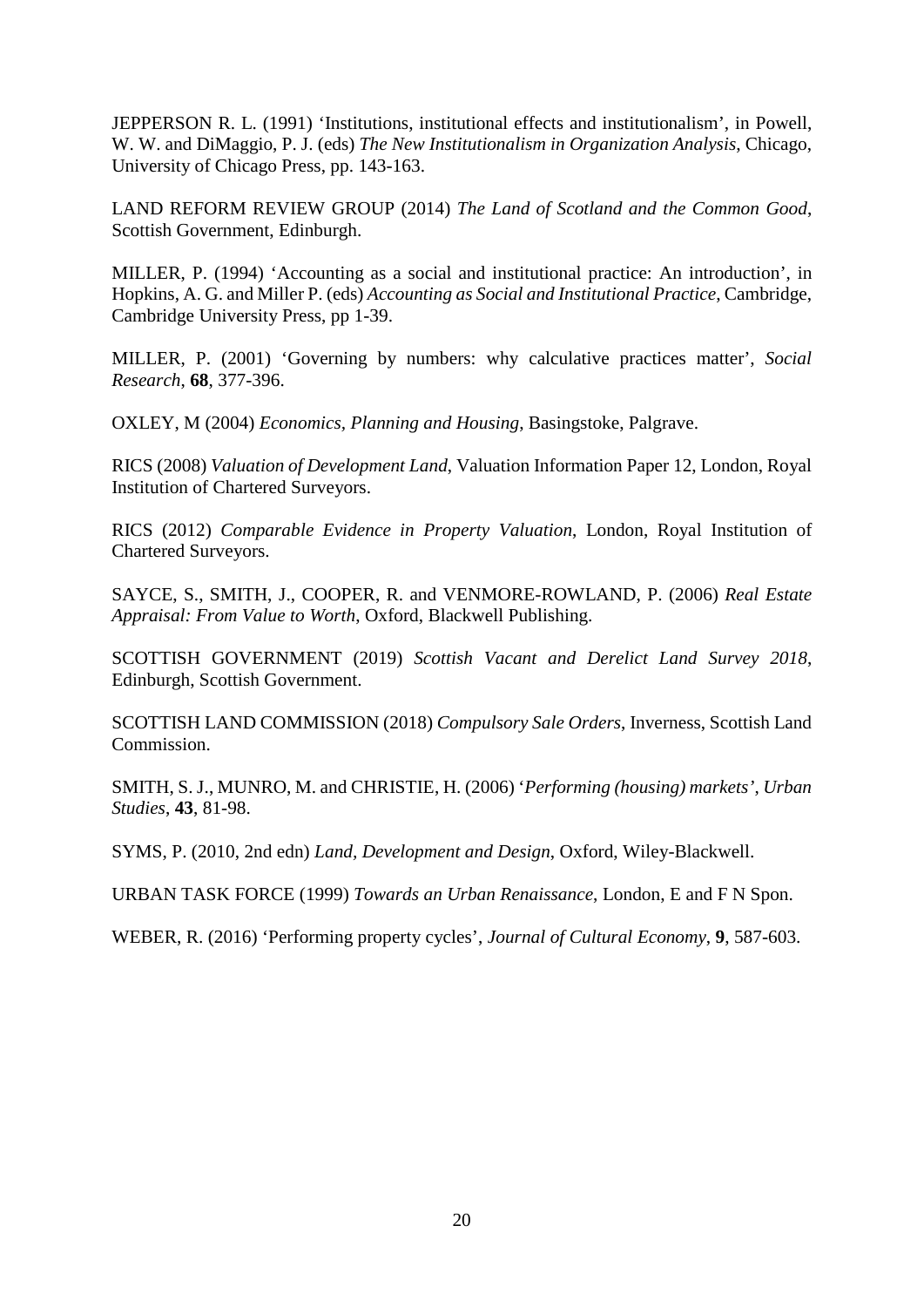JEPPERSON R. L. (1991) 'Institutions, institutional effects and institutionalism', in Powell, W. W. and DiMaggio, P. J. (eds) *The New Institutionalism in Organization Analysis*, Chicago, University of Chicago Press, pp. 143-163.

LAND REFORM REVIEW GROUP (2014) *The Land of Scotland and the Common Good*, Scottish Government, Edinburgh.

MILLER, P. (1994) 'Accounting as a social and institutional practice: An introduction', in Hopkins, A. G. and Miller P. (eds) *Accounting as Social and Institutional Practice*, Cambridge, Cambridge University Press, pp 1-39.

MILLER, P. (2001) 'Governing by numbers: why calculative practices matter', *Social Research*, **68**, 377-396.

OXLEY, M (2004) *Economics, Planning and Housing*, Basingstoke, Palgrave.

RICS (2008) *Valuation of Development Land*, Valuation Information Paper 12, London, Royal Institution of Chartered Surveyors.

RICS (2012) *Comparable Evidence in Property Valuation*, London, Royal Institution of Chartered Surveyors.

SAYCE, S., SMITH, J., COOPER, R. and VENMORE-ROWLAND, P. (2006) *Real Estate Appraisal: From Value to Worth*, Oxford, Blackwell Publishing.

SCOTTISH GOVERNMENT (2019) *Scottish Vacant and Derelict Land Survey 2018*, Edinburgh, Scottish Government.

SCOTTISH LAND COMMISSION (2018) *Compulsory Sale Orders*, Inverness, Scottish Land Commission.

SMITH, S. J., MUNRO, M. and CHRISTIE, H. (2006) '*Performing (housing) markets'*, *Urban Studies*, **43**, 81-98.

SYMS, P. (2010, 2nd edn) *Land, Development and Design*, Oxford, Wiley-Blackwell.

URBAN TASK FORCE (1999) *Towards an Urban Renaissance*, London, E and F N Spon.

WEBER, R. (2016) 'Performing property cycles', *Journal of Cultural Economy*, **9**, 587-603.